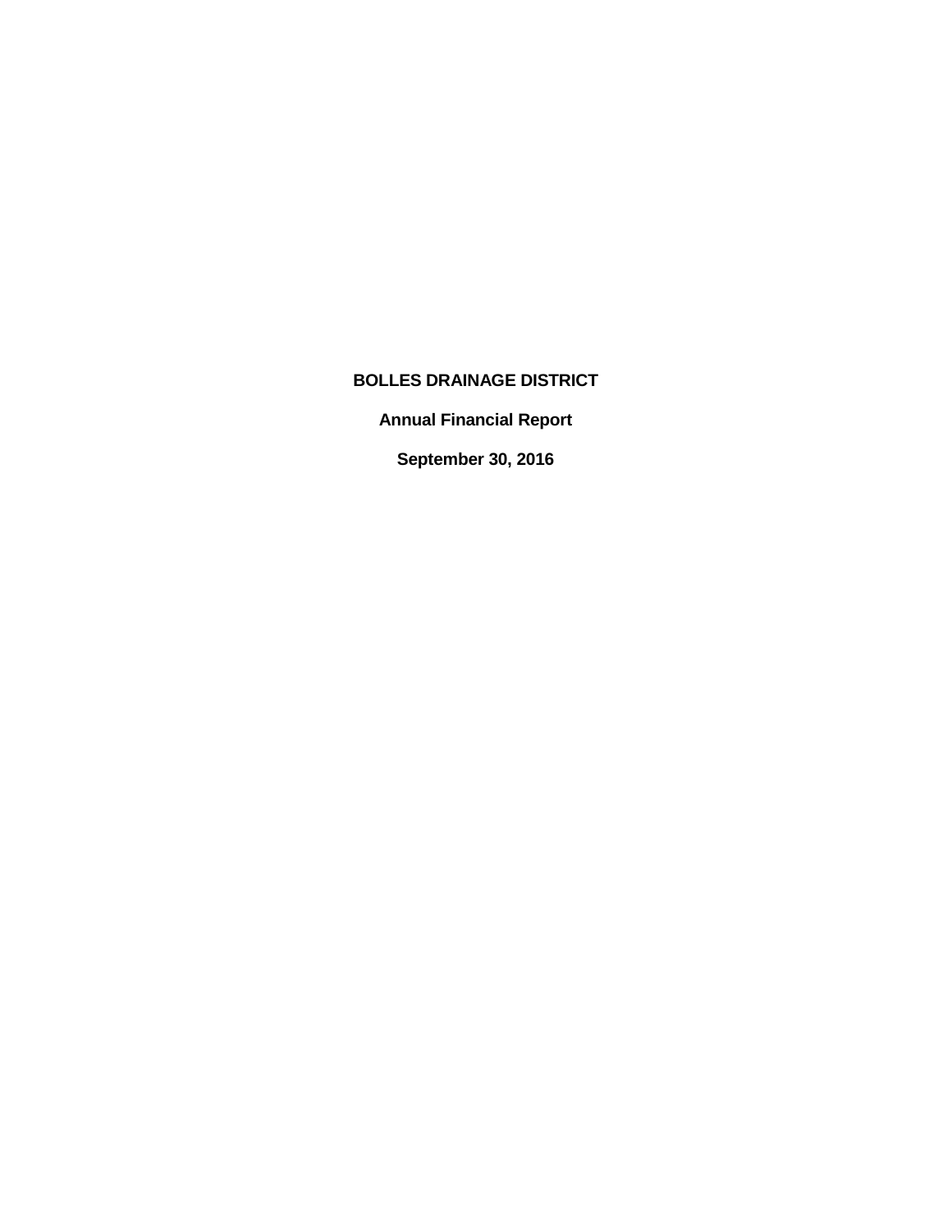# BOLLES DRAINAGE DISTRICT

## Annual Financial Report

## September 30, 2016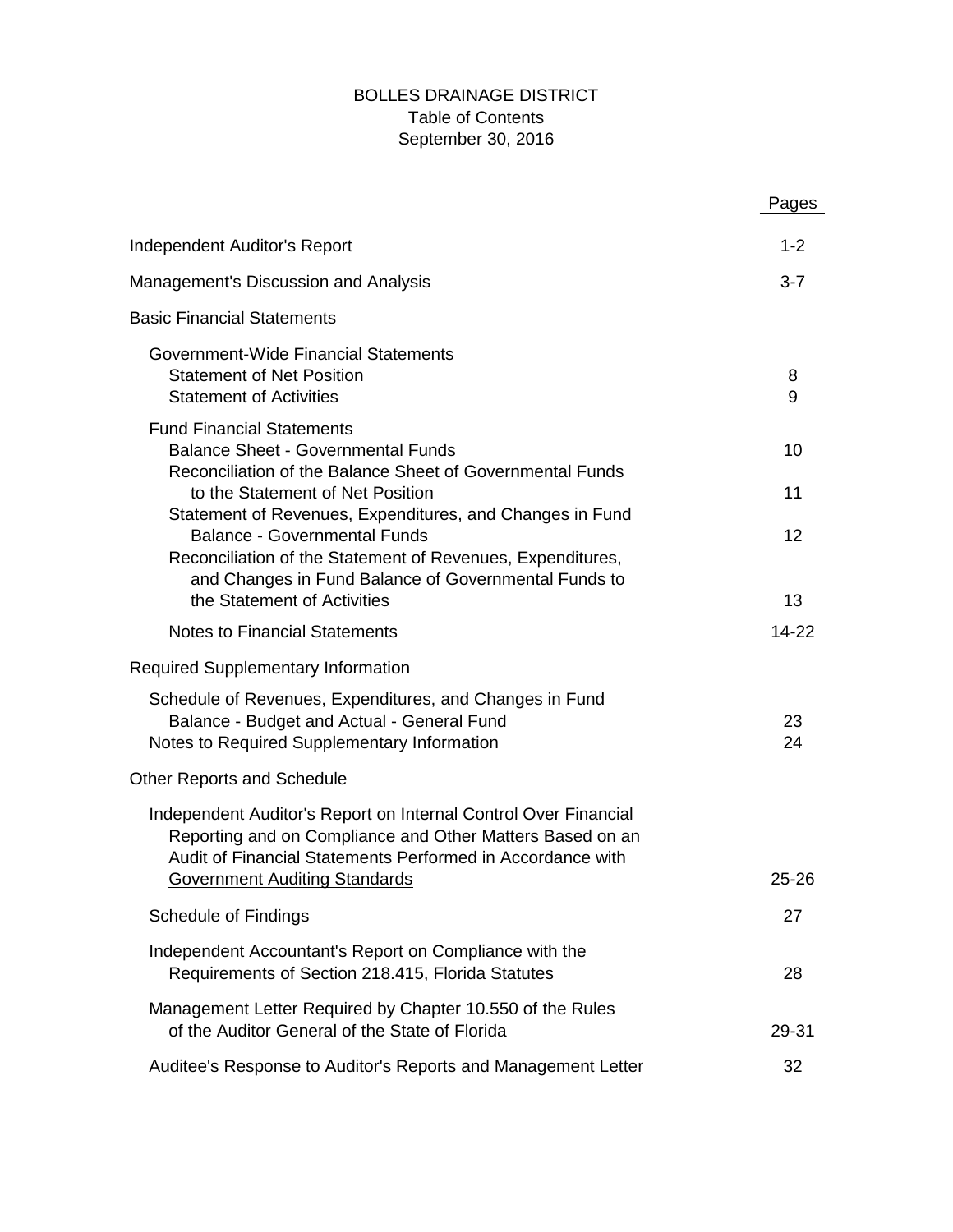# BOLLES DRAINAGE DISTRICT

## Table of Contents

### September 30, 2016

| | Pages |
|---|---|
| Independent Auditor's Report | 1-2 |
| Management's Discussion and Analysis | 3-7 |
| Basic Financial Statements | |
| Government-Wide Financial Statements | |
| Statement of Net Position | 8 |
| Statement of Activities | 9 |
| Fund Financial Statements | |
| Balance Sheet - Governmental Funds | 10 |
| Reconciliation of the Balance Sheet of Governmental Funds to the Statement of Net Position | 11 |
| Statement of Revenues, Expenditures, and Changes in Fund Balance - Governmental Funds | 12 |
| Reconciliation of the Statement of Revenues, Expenditures, and Changes in Fund Balance of Governmental Funds to the Statement of Activities | 13 |
| Notes to Financial Statements | 14-22 |
| Required Supplementary Information | |
| Schedule of Revenues, Expenditures, and Changes in Fund Balance - Budget and Actual - General Fund | 23 |
| Notes to Required Supplementary Information | 24 |
| Other Reports and Schedule | |
| Independent Auditor's Report on Internal Control Over Financial Reporting and on Compliance and Other Matters Based on an Audit of Financial Statements Performed in Accordance with Government Auditing Standards | 25-26 |
| Schedule of Findings | 27 |
| Independent Accountant's Report on Compliance with the Requirements of Section 218.415, Florida Statutes | 28 |
| Management Letter Required by Chapter 10.550 of the Rules of the Auditor General of the State of Florida | 29-31 |
| Auditee's Response to Auditor's Reports and Management Letter | 32 |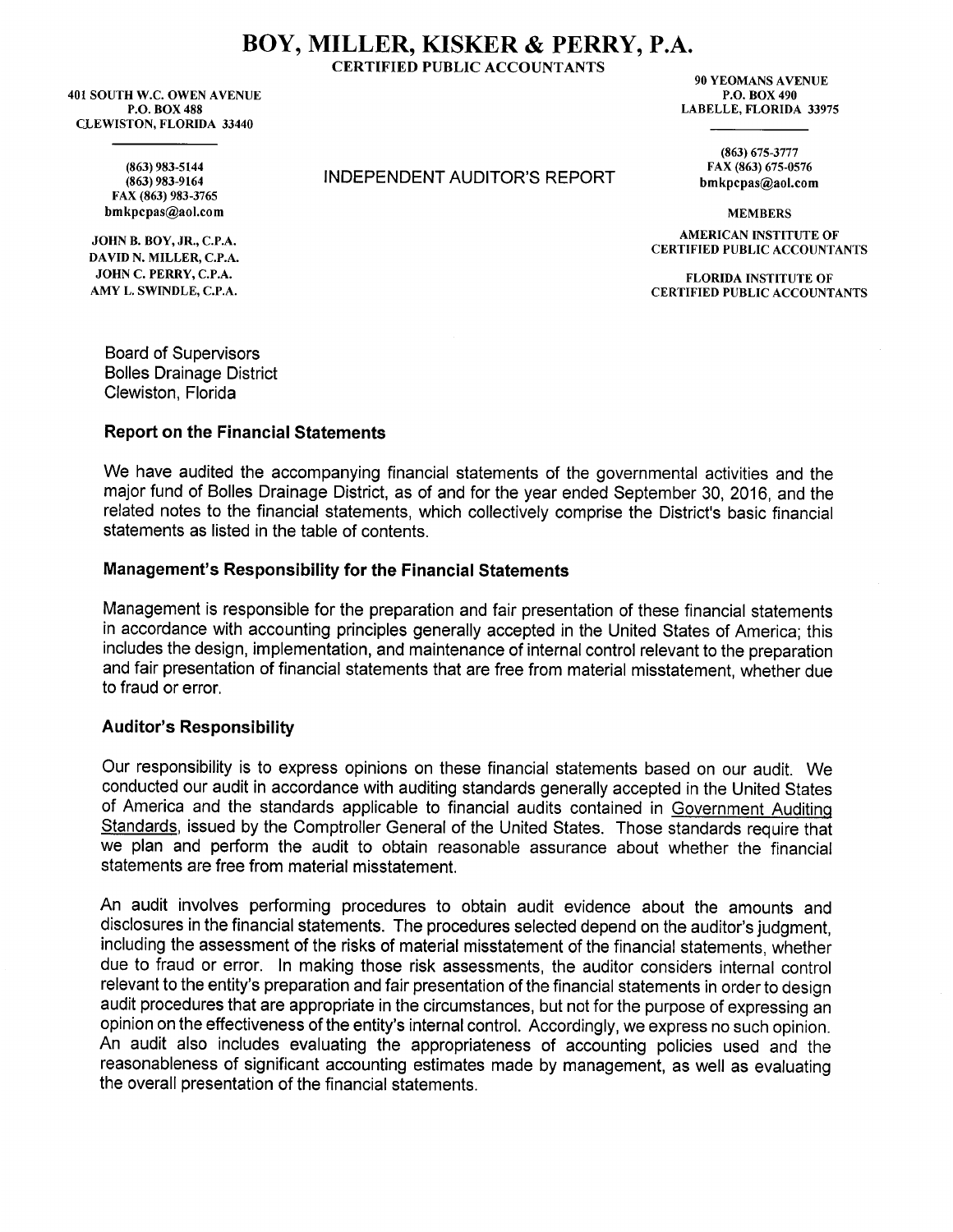# BOY, MILLER, KISKER & PERRY, P.A.

**CERTIFIED PUBLIC ACCOUNTANTS**

401 SOUTH W.C. OWEN AVENUE
P.O. BOX 488
CLEWISTON, FLORIDA 33440

(863) 983-5144
(863) 983-9164
FAX (863) 983-3765
bmkpcpas@aol.com

JOHN B. BOY, JR., C.P.A.
DAVID N. MILLER, C.P.A.
JOHN C. PERRY, C.P.A.
AMY L. SWINDLE, C.P.A.

90 YEOMANS AVENUE
P.O. BOX 490
LABELLE, FLORIDA 33975

(863) 675-3777
FAX (863) 675-0576
bmkpcpas@aol.com

MEMBERS

AMERICAN INSTITUTE OF CERTIFIED PUBLIC ACCOUNTANTS

FLORIDA INSTITUTE OF CERTIFIED PUBLIC ACCOUNTANTS

## INDEPENDENT AUDITOR'S REPORT

Board of Supervisors
Bolles Drainage District
Clewiston, Florida

### Report on the Financial Statements

We have audited the accompanying financial statements of the governmental activities and the major fund of Bolles Drainage District, as of and for the year ended September 30, 2016, and the related notes to the financial statements, which collectively comprise the District's basic financial statements as listed in the table of contents.

### Management's Responsibility for the Financial Statements

Management is responsible for the preparation and fair presentation of these financial statements in accordance with accounting principles generally accepted in the United States of America; this includes the design, implementation, and maintenance of internal control relevant to the preparation and fair presentation of financial statements that are free from material misstatement, whether due to fraud or error.

### Auditor's Responsibility

Our responsibility is to express opinions on these financial statements based on our audit. We conducted our audit in accordance with auditing standards generally accepted in the United States of America and the standards applicable to financial audits contained in Government Auditing Standards, issued by the Comptroller General of the United States. Those standards require that we plan and perform the audit to obtain reasonable assurance about whether the financial statements are free from material misstatement.

An audit involves performing procedures to obtain audit evidence about the amounts and disclosures in the financial statements. The procedures selected depend on the auditor's judgment, including the assessment of the risks of material misstatement of the financial statements, whether due to fraud or error. In making those risk assessments, the auditor considers internal control relevant to the entity's preparation and fair presentation of the financial statements in order to design audit procedures that are appropriate in the circumstances, but not for the purpose of expressing an opinion on the effectiveness of the entity's internal control. Accordingly, we express no such opinion. An audit also includes evaluating the appropriateness of accounting policies used and the reasonableness of significant accounting estimates made by management, as well as evaluating the overall presentation of the financial statements.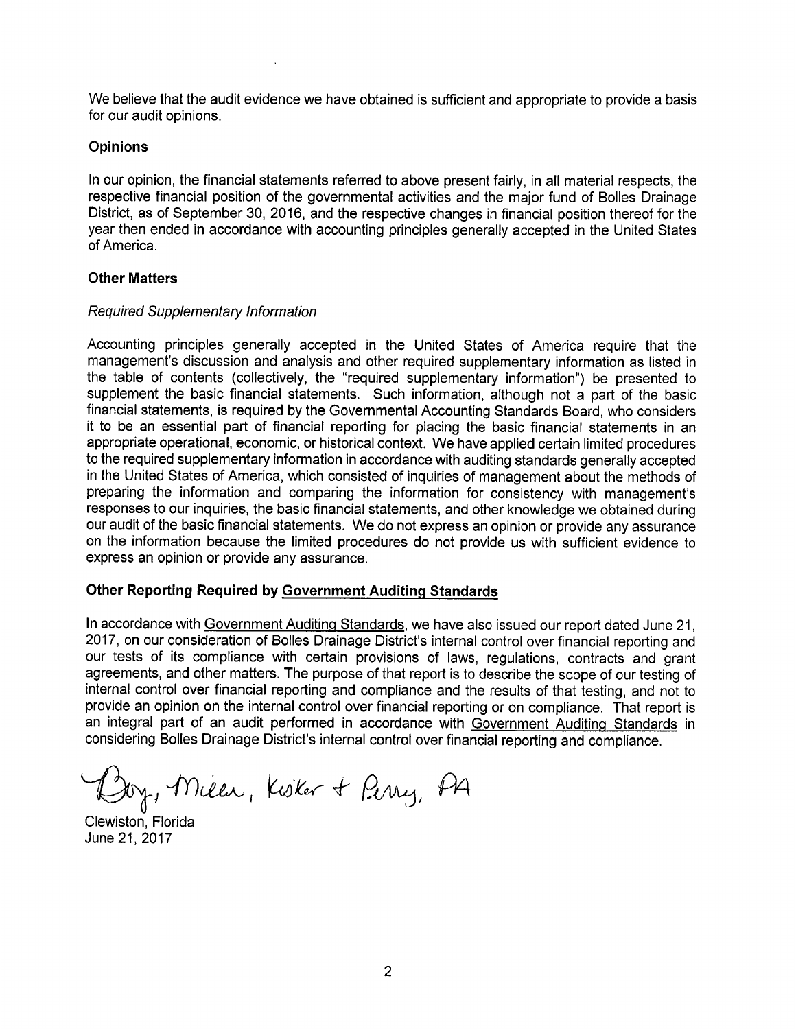We believe that the audit evidence we have obtained is sufficient and appropriate to provide a basis for our audit opinions.

### Opinions

In our opinion, the financial statements referred to above present fairly, in all material respects, the respective financial position of the governmental activities and the major fund of Bolles Drainage District, as of September 30, 2016, and the respective changes in financial position thereof for the year then ended in accordance with accounting principles generally accepted in the United States of America.

### Other Matters

*Required Supplementary Information*

Accounting principles generally accepted in the United States of America require that the management's discussion and analysis and other required supplementary information as listed in the table of contents (collectively, the "required supplementary information") be presented to supplement the basic financial statements. Such information, although not a part of the basic financial statements, is required by the Governmental Accounting Standards Board, who considers it to be an essential part of financial reporting for placing the basic financial statements in an appropriate operational, economic, or historical context. We have applied certain limited procedures to the required supplementary information in accordance with auditing standards generally accepted in the United States of America, which consisted of inquiries of management about the methods of preparing the information and comparing the information for consistency with management's responses to our inquiries, the basic financial statements, and other knowledge we obtained during our audit of the basic financial statements. We do not express an opinion or provide any assurance on the information because the limited procedures do not provide us with sufficient evidence to express an opinion or provide any assurance.

### Other Reporting Required by Government Auditing Standards

In accordance with Government Auditing Standards, we have also issued our report dated June 21, 2017, on our consideration of Bolles Drainage District's internal control over financial reporting and our tests of its compliance with certain provisions of laws, regulations, contracts and grant agreements, and other matters. The purpose of that report is to describe the scope of our testing of internal control over financial reporting and compliance and the results of that testing, and not to provide an opinion on the internal control over financial reporting or on compliance. That report is an integral part of an audit performed in accordance with Government Auditing Standards in considering Bolles Drainage District's internal control over financial reporting and compliance.

Boy, Miller, Kisker & Perry, PA

Clewiston, Florida
June 21, 2017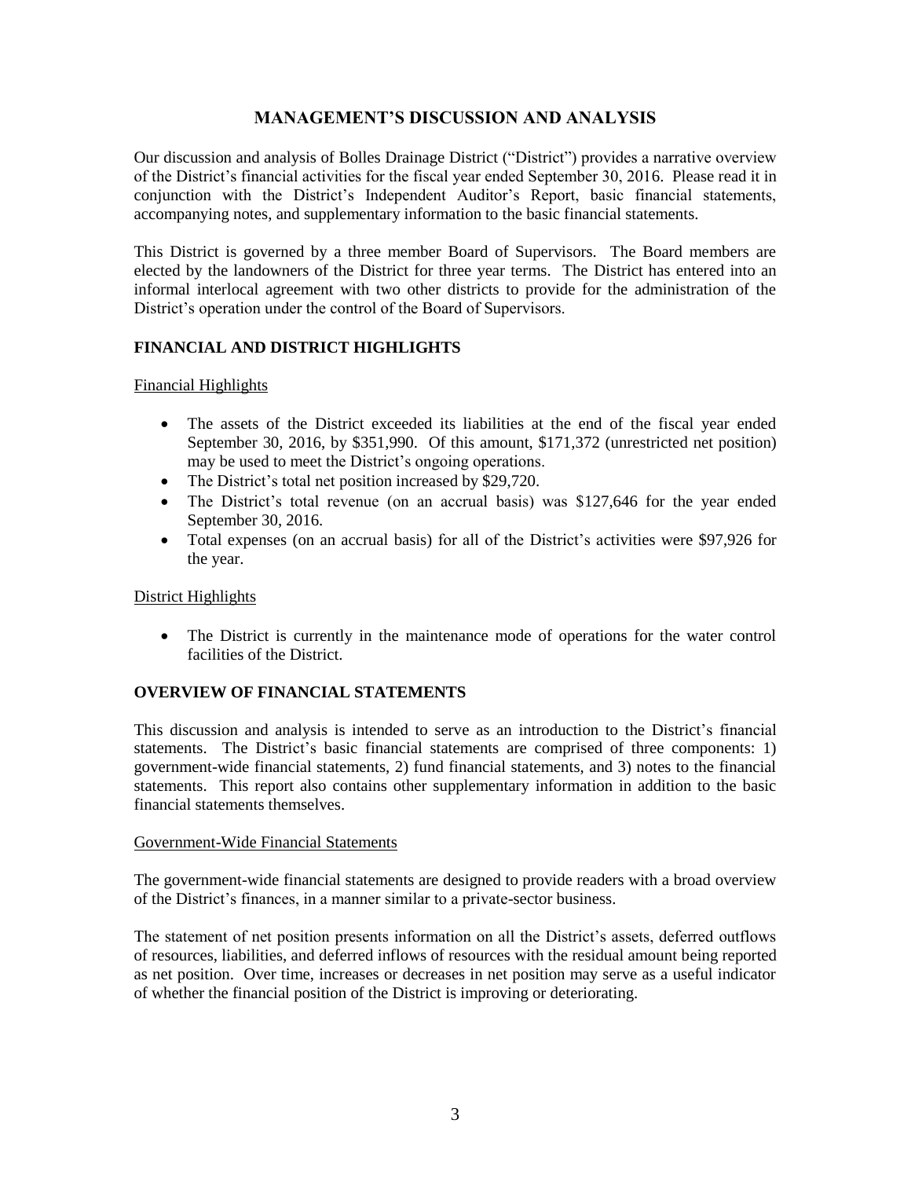# MANAGEMENT'S DISCUSSION AND ANALYSIS

Our discussion and analysis of Bolles Drainage District ("District") provides a narrative overview of the District's financial activities for the fiscal year ended September 30, 2016. Please read it in conjunction with the District's Independent Auditor's Report, basic financial statements, accompanying notes, and supplementary information to the basic financial statements.

This District is governed by a three member Board of Supervisors. The Board members are elected by the landowners of the District for three year terms. The District has entered into an informal interlocal agreement with two other districts to provide for the administration of the District's operation under the control of the Board of Supervisors.

## FINANCIAL AND DISTRICT HIGHLIGHTS

### Financial Highlights

- The assets of the District exceeded its liabilities at the end of the fiscal year ended September 30, 2016, by $351,990. Of this amount, $171,372 (unrestricted net position) may be used to meet the District's ongoing operations.
- The District's total net position increased by $29,720.
- The District's total revenue (on an accrual basis) was $127,646 for the year ended September 30, 2016.
- Total expenses (on an accrual basis) for all of the District's activities were $97,926 for the year.

### District Highlights

- The District is currently in the maintenance mode of operations for the water control facilities of the District.

## OVERVIEW OF FINANCIAL STATEMENTS

This discussion and analysis is intended to serve as an introduction to the District's financial statements. The District's basic financial statements are comprised of three components: 1) government-wide financial statements, 2) fund financial statements, and 3) notes to the financial statements. This report also contains other supplementary information in addition to the basic financial statements themselves.

### Government-Wide Financial Statements

The government-wide financial statements are designed to provide readers with a broad overview of the District's finances, in a manner similar to a private-sector business.

The statement of net position presents information on all the District's assets, deferred outflows of resources, liabilities, and deferred inflows of resources with the residual amount being reported as net position. Over time, increases or decreases in net position may serve as a useful indicator of whether the financial position of the District is improving or deteriorating.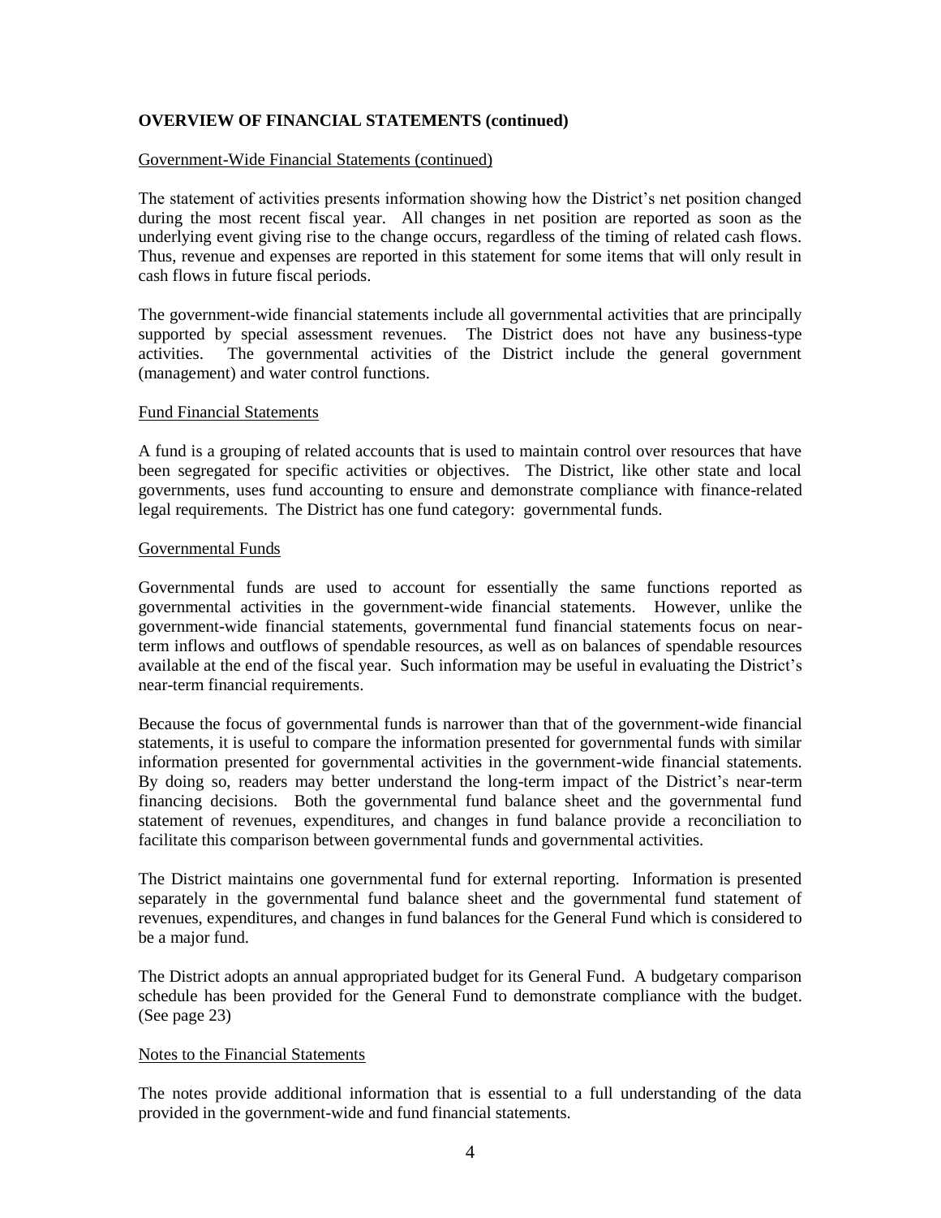**OVERVIEW OF FINANCIAL STATEMENTS (continued)**

Government-Wide Financial Statements (continued)

The statement of activities presents information showing how the District's net position changed during the most recent fiscal year. All changes in net position are reported as soon as the underlying event giving rise to the change occurs, regardless of the timing of related cash flows. Thus, revenue and expenses are reported in this statement for some items that will only result in cash flows in future fiscal periods.

The government-wide financial statements include all governmental activities that are principally supported by special assessment revenues. The District does not have any business-type activities. The governmental activities of the District include the general government (management) and water control functions.

Fund Financial Statements

A fund is a grouping of related accounts that is used to maintain control over resources that have been segregated for specific activities or objectives. The District, like other state and local governments, uses fund accounting to ensure and demonstrate compliance with finance-related legal requirements. The District has one fund category: governmental funds.

Governmental Funds

Governmental funds are used to account for essentially the same functions reported as governmental activities in the government-wide financial statements. However, unlike the government-wide financial statements, governmental fund financial statements focus on near-term inflows and outflows of spendable resources, as well as on balances of spendable resources available at the end of the fiscal year. Such information may be useful in evaluating the District's near-term financial requirements.

Because the focus of governmental funds is narrower than that of the government-wide financial statements, it is useful to compare the information presented for governmental funds with similar information presented for governmental activities in the government-wide financial statements. By doing so, readers may better understand the long-term impact of the District's near-term financing decisions. Both the governmental fund balance sheet and the governmental fund statement of revenues, expenditures, and changes in fund balance provide a reconciliation to facilitate this comparison between governmental funds and governmental activities.

The District maintains one governmental fund for external reporting. Information is presented separately in the governmental fund balance sheet and the governmental fund statement of revenues, expenditures, and changes in fund balances for the General Fund which is considered to be a major fund.

The District adopts an annual appropriated budget for its General Fund. A budgetary comparison schedule has been provided for the General Fund to demonstrate compliance with the budget. (See page 23)

Notes to the Financial Statements

The notes provide additional information that is essential to a full understanding of the data provided in the government-wide and fund financial statements.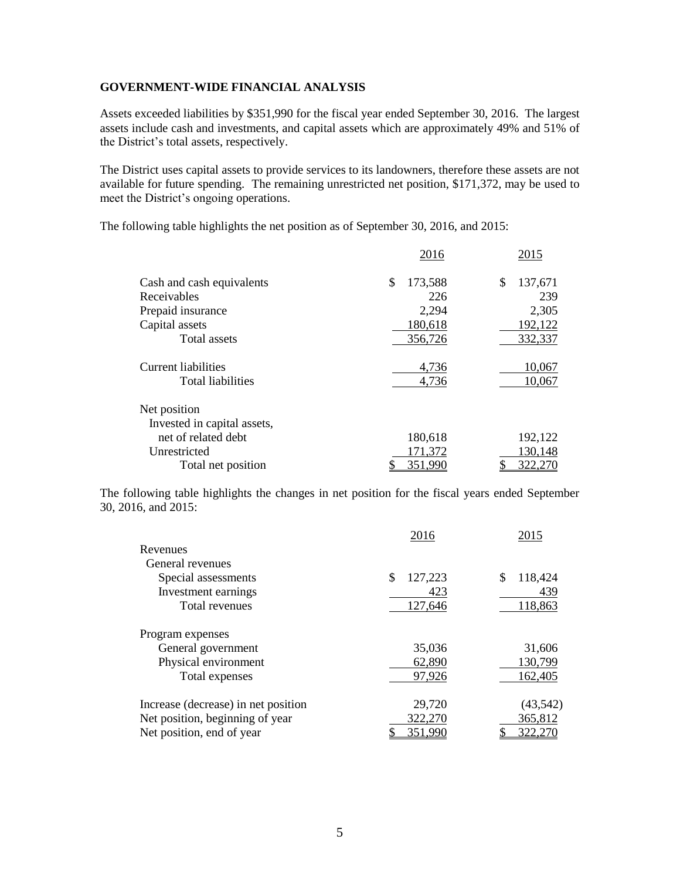## GOVERNMENT-WIDE FINANCIAL ANALYSIS

Assets exceeded liabilities by $351,990 for the fiscal year ended September 30, 2016. The largest assets include cash and investments, and capital assets which are approximately 49% and 51% of the District's total assets, respectively.

The District uses capital assets to provide services to its landowners, therefore these assets are not available for future spending. The remaining unrestricted net position, $171,372, may be used to meet the District's ongoing operations.

The following table highlights the net position as of September 30, 2016, and 2015:

| | 2016 | 2015 |
|---|---|---|
| Cash and cash equivalents | $ 173,588 | $ 137,671 |
| Receivables | 226 | 239 |
| Prepaid insurance | 2,294 | 2,305 |
| Capital assets | 180,618 | 192,122 |
| Total assets | 356,726 | 332,337 |
| Current liabilities | 4,736 | 10,067 |
| Total liabilities | 4,736 | 10,067 |
| Net position | | |
| Invested in capital assets, net of related debt | 180,618 | 192,122 |
| Unrestricted | 171,372 | 130,148 |
| Total net position | $ 351,990 | $ 322,270 |

The following table highlights the changes in net position for the fiscal years ended September 30, 2016, and 2015:

| | 2016 | 2015 |
|---|---|---|
| Revenues | | |
| General revenues | | |
| Special assessments | $ 127,223 | $ 118,424 |
| Investment earnings | 423 | 439 |
| Total revenues | 127,646 | 118,863 |
| Program expenses | | |
| General government | 35,036 | 31,606 |
| Physical environment | 62,890 | 130,799 |
| Total expenses | 97,926 | 162,405 |
| Increase (decrease) in net position | 29,720 | (43,542) |
| Net position, beginning of year | 322,270 | 365,812 |
| Net position, end of year | $ 351,990 | $ 322,270 |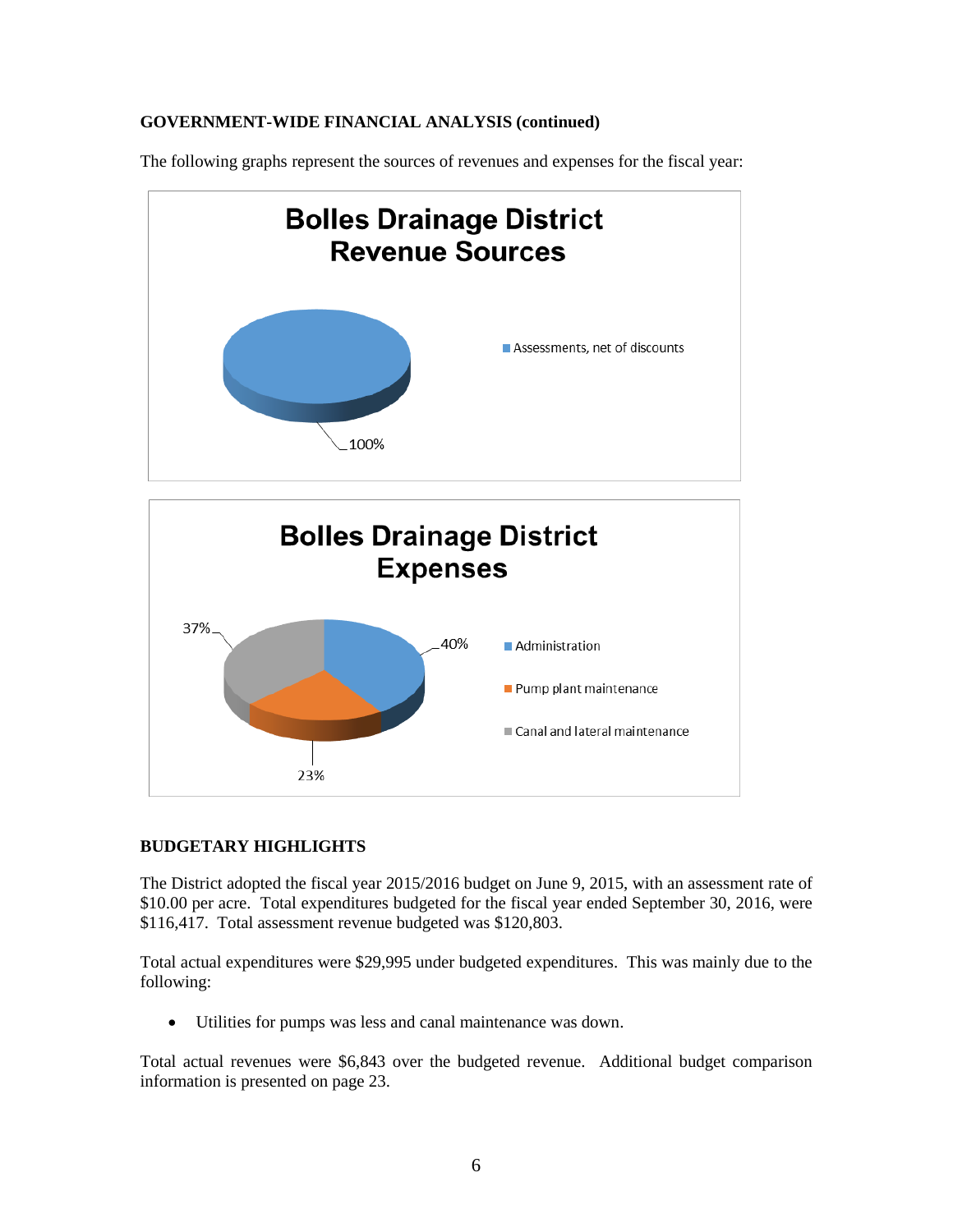**GOVERNMENT-WIDE FINANCIAL ANALYSIS (continued)**

The following graphs represent the sources of revenues and expenses for the fiscal year:

Bolles Drainage District
Revenue Sources

Assessments, net of discounts

100%

Bolles Drainage District
Expenses

37%

40%

23%

Administration

Pump plant maintenance

Canal and lateral maintenance

**BUDGETARY HIGHLIGHTS**

The District adopted the fiscal year 2015/2016 budget on June 9, 2015, with an assessment rate of $10.00 per acre. Total expenditures budgeted for the fiscal year ended September 30, 2016, were $116,417. Total assessment revenue budgeted was $120,803.

Total actual expenditures were $29,995 under budgeted expenditures. This was mainly due to the following:

- Utilities for pumps was less and canal maintenance was down.

Total actual revenues were $6,843 over the budgeted revenue. Additional budget comparison information is presented on page 23.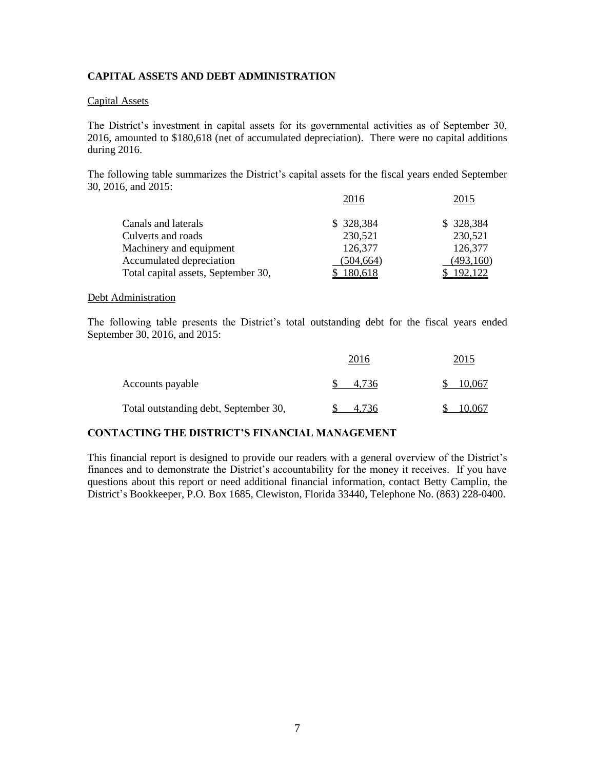## CAPITAL ASSETS AND DEBT ADMINISTRATION

### Capital Assets

The District's investment in capital assets for its governmental activities as of September 30, 2016, amounted to $180,618 (net of accumulated depreciation). There were no capital additions during 2016.

The following table summarizes the District's capital assets for the fiscal years ended September 30, 2016, and 2015:

| | 2016 | 2015 |
|---|---|---|
| Canals and laterals | $ 328,384 | $ 328,384 |
| Culverts and roads | 230,521 | 230,521 |
| Machinery and equipment | 126,377 | 126,377 |
| Accumulated depreciation | (504,664) | (493,160) |
| Total capital assets, September 30, | $ 180,618 | $ 192,122 |

### Debt Administration

The following table presents the District's total outstanding debt for the fiscal years ended September 30, 2016, and 2015:

| | 2016 | 2015 |
|---|---|---|
| Accounts payable | $ 4,736 | $ 10,067 |
| Total outstanding debt, September 30, | $ 4,736 | $ 10,067 |

## CONTACTING THE DISTRICT'S FINANCIAL MANAGEMENT

This financial report is designed to provide our readers with a general overview of the District's finances and to demonstrate the District's accountability for the money it receives. If you have questions about this report or need additional financial information, contact Betty Camplin, the District's Bookkeeper, P.O. Box 1685, Clewiston, Florida 33440, Telephone No. (863) 228-0400.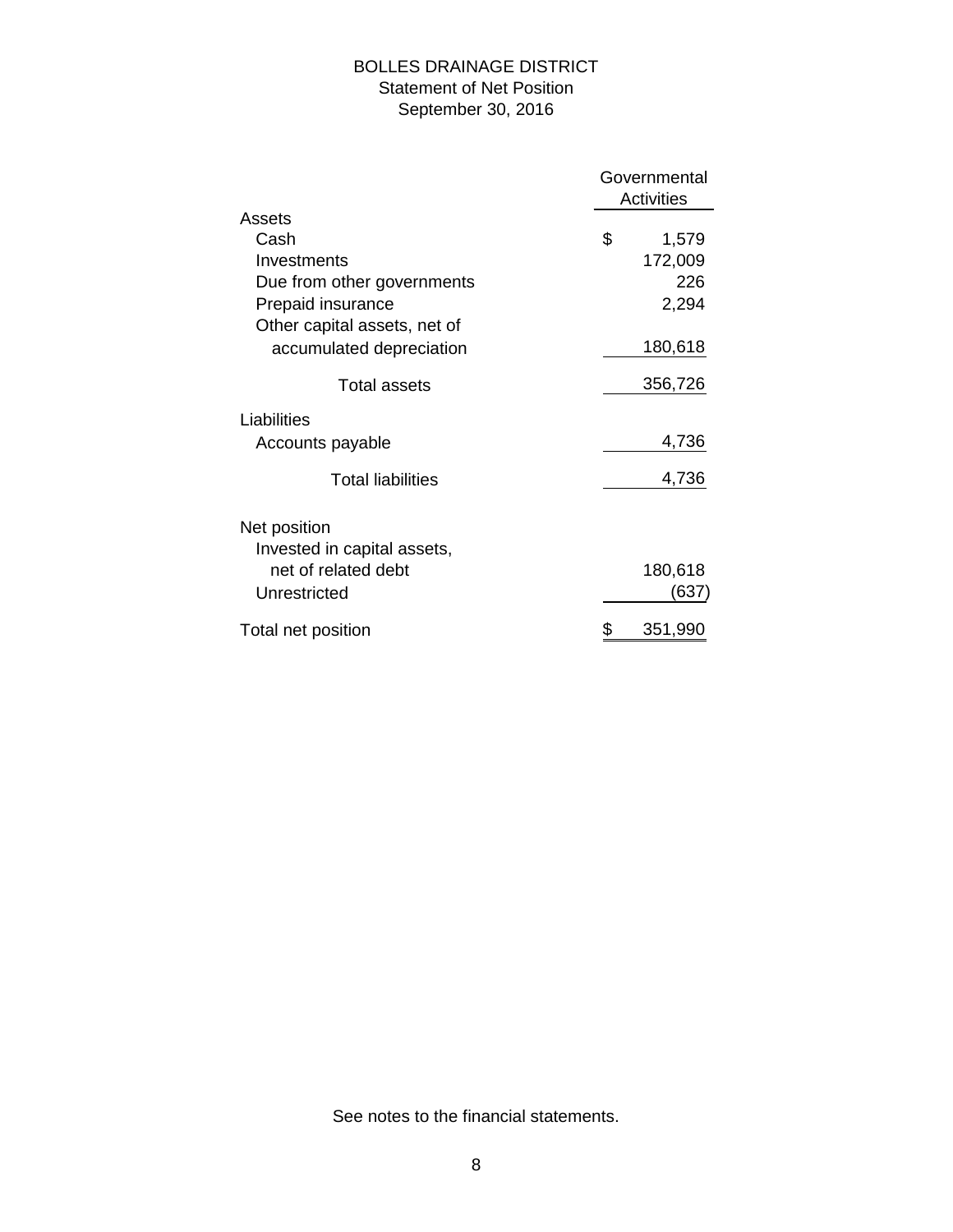# BOLLES DRAINAGE DISTRICT

## Statement of Net Position

## September 30, 2016

| | Governmental Activities |
|---|---|
| **Assets** | |
| Cash | $ 1,579 |
| Investments | 172,009 |
| Due from other governments | 226 |
| Prepaid insurance | 2,294 |
| Other capital assets, net of accumulated depreciation | 180,618 |
| Total assets | 356,726 |
| **Liabilities** | |
| Accounts payable | 4,736 |
| Total liabilities | 4,736 |
| **Net position** | |
| Invested in capital assets, net of related debt | 180,618 |
| Unrestricted | (637) |
| Total net position | $ 351,990 |

See notes to the financial statements.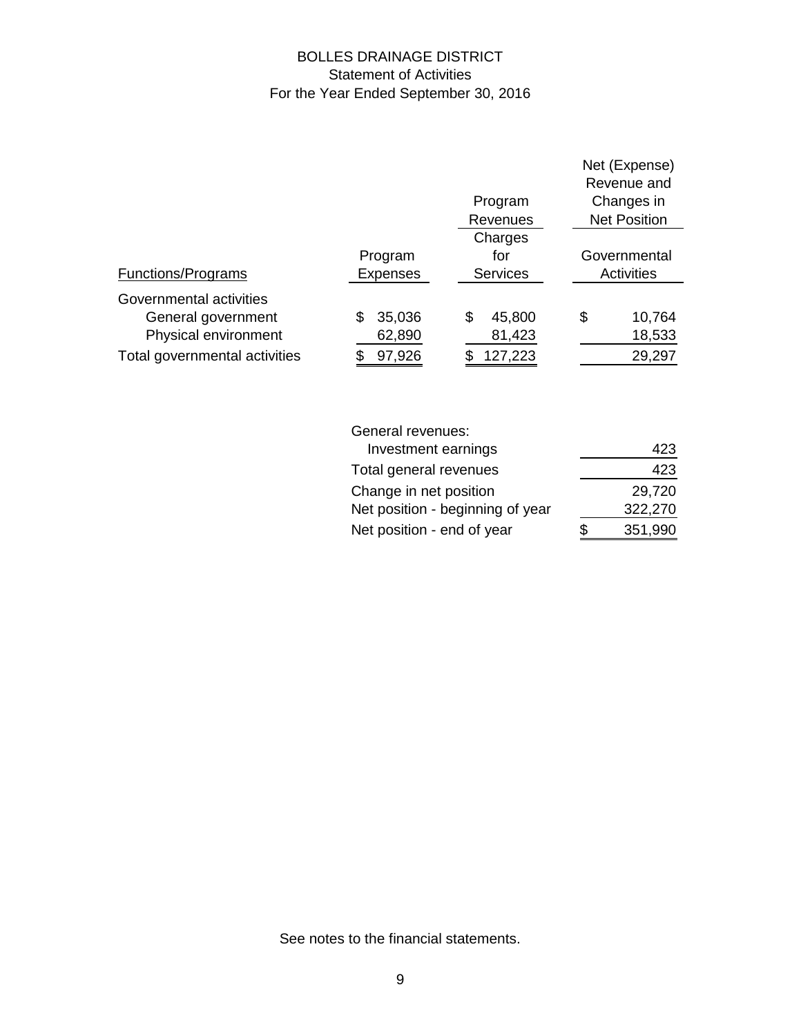# BOLLES DRAINAGE DISTRICT

## Statement of Activities

### For the Year Ended September 30, 2016

| Functions/Programs | Program Expenses | Program Revenues | Net (Expense) Revenue and Changes in Net Position |
|---|---|---|---|
| | | Charges for Services | Governmental Activities |
| Governmental activities | | | |
| General government | $ 35,036 | $ 45,800 | $ 10,764 |
| Physical environment | 62,890 | 81,423 | 18,533 |
| Total governmental activities | $ 97,926 | $ 127,223 | 29,297 |

| | |
|---|---|
| General revenues: | |
| Investment earnings | 423 |
| Total general revenues | 423 |
| Change in net position | 29,720 |
| Net position - beginning of year | 322,270 |
| Net position - end of year | $ 351,990 |

See notes to the financial statements.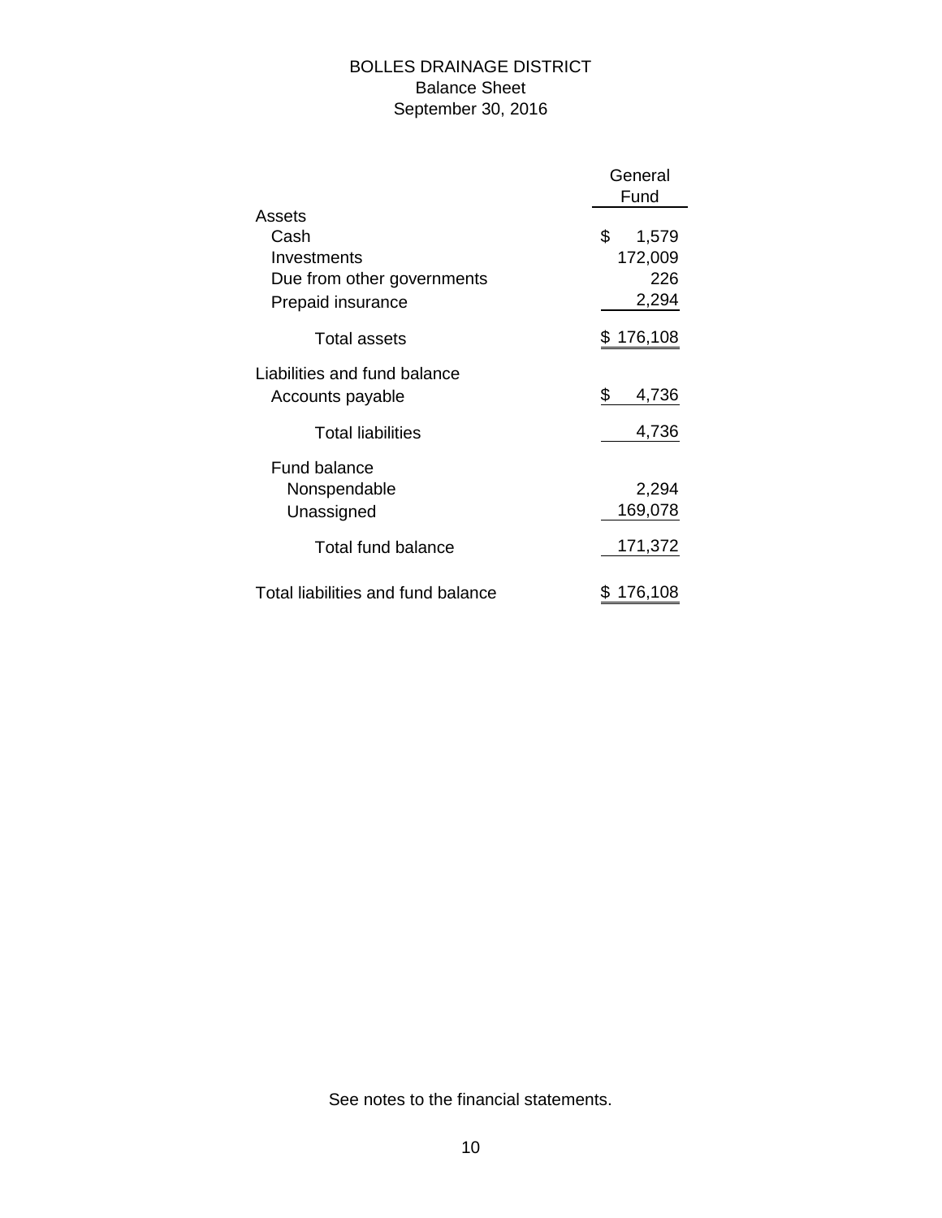# BOLLES DRAINAGE DISTRICT

## Balance Sheet

### September 30, 2016

| | General Fund |
|---|---|
| **Assets** | |
| Cash | $ 1,579 |
| Investments | 172,009 |
| Due from other governments | 226 |
| Prepaid insurance | 2,294 |
| Total assets | $ 176,108 |
| **Liabilities and fund balance** | |
| Accounts payable | $ 4,736 |
| Total liabilities | 4,736 |
| Fund balance | |
| Nonspendable | 2,294 |
| Unassigned | 169,078 |
| Total fund balance | 171,372 |
| Total liabilities and fund balance | $ 176,108 |

See notes to the financial statements.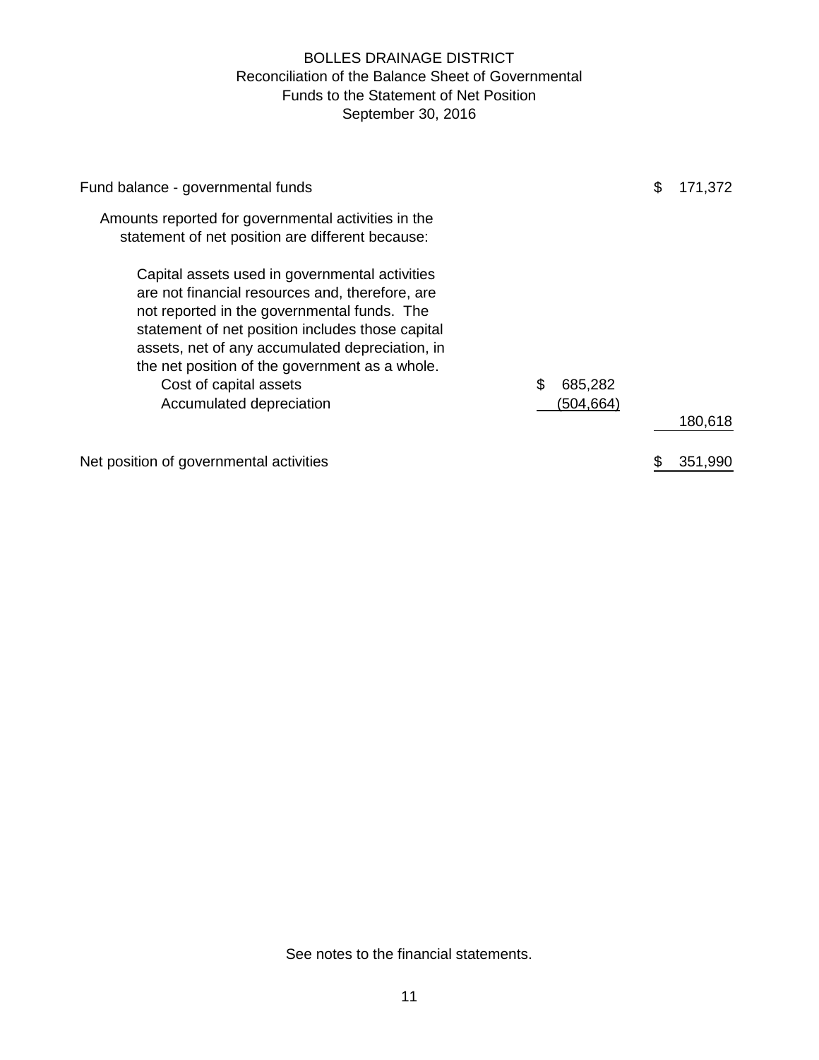# BOLLES DRAINAGE DISTRICT

## Reconciliation of the Balance Sheet of Governmental Funds to the Statement of Net Position

### September 30, 2016

| | | |
|---|---|---|
| Fund balance - governmental funds | | $ 171,372 |
| Amounts reported for governmental activities in the statement of net position are different because: | | |
| Capital assets used in governmental activities are not financial resources and, therefore, are not reported in the governmental funds. The statement of net position includes those capital assets, net of any accumulated depreciation, in the net position of the government as a whole. | | |
| Cost of capital assets | $ 685,282 | |
| Accumulated depreciation | (504,664) | |
| | | 180,618 |
| Net position of governmental activities | | $ 351,990 |

See notes to the financial statements.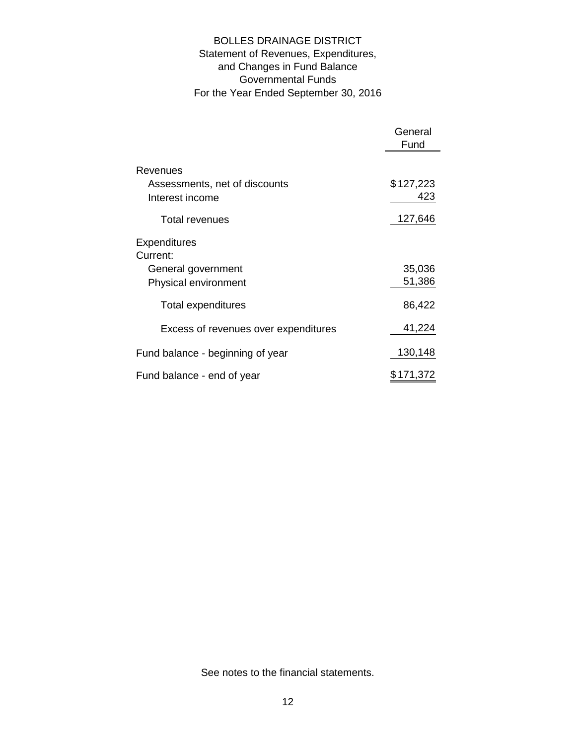# BOLLES DRAINAGE DISTRICT

## Statement of Revenues, Expenditures, and Changes in Fund Balance
## Governmental Funds
## For the Year Ended September 30, 2016

| | General Fund |
|---|---|
| **Revenues** | |
| Assessments, net of discounts | $127,223 |
| Interest income | 423 |
| Total revenues | 127,646 |
| **Expenditures** | |
| Current: | |
| General government | 35,036 |
| Physical environment | 51,386 |
| Total expenditures | 86,422 |
| Excess of revenues over expenditures | 41,224 |
| Fund balance - beginning of year | 130,148 |
| Fund balance - end of year | $171,372 |

See notes to the financial statements.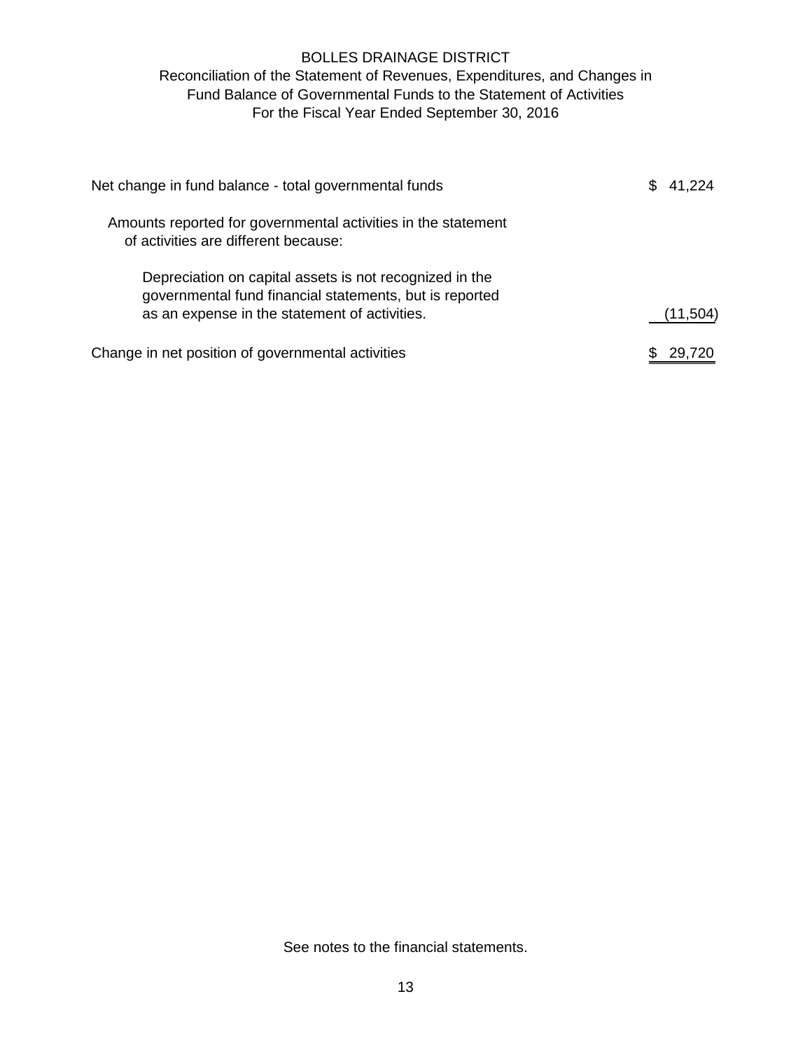# BOLLES DRAINAGE DISTRICT

## Reconciliation of the Statement of Revenues, Expenditures, and Changes in Fund Balance of Governmental Funds to the Statement of Activities

### For the Fiscal Year Ended September 30, 2016

| | |
|---|---|
| Net change in fund balance - total governmental funds | $ 41,224 |
| Amounts reported for governmental activities in the statement of activities are different because: | |
| Depreciation on capital assets is not recognized in the governmental fund financial statements, but is reported as an expense in the statement of activities. | (11,504) |
| Change in net position of governmental activities | $ 29,720 |

See notes to the financial statements.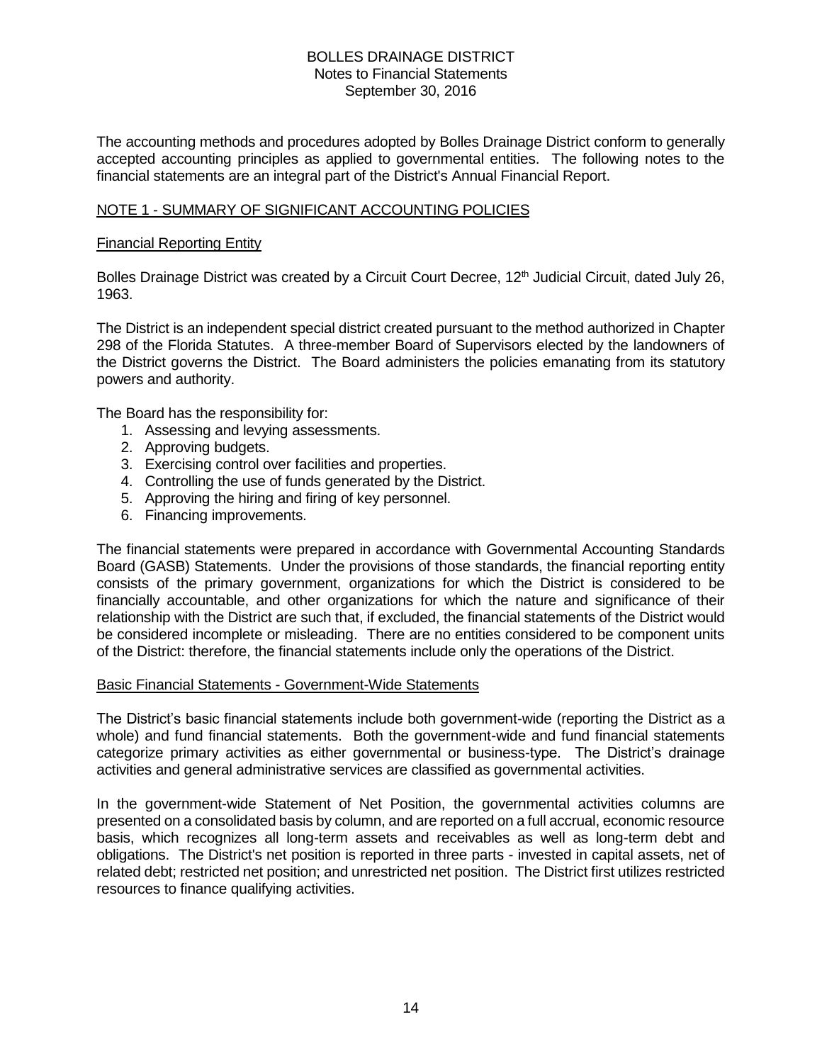# BOLLES DRAINAGE DISTRICT
Notes to Financial Statements
September 30, 2016

The accounting methods and procedures adopted by Bolles Drainage District conform to generally accepted accounting principles as applied to governmental entities. The following notes to the financial statements are an integral part of the District's Annual Financial Report.

## NOTE 1 - SUMMARY OF SIGNIFICANT ACCOUNTING POLICIES

### Financial Reporting Entity

Bolles Drainage District was created by a Circuit Court Decree, 12th Judicial Circuit, dated July 26, 1963.

The District is an independent special district created pursuant to the method authorized in Chapter 298 of the Florida Statutes. A three-member Board of Supervisors elected by the landowners of the District governs the District. The Board administers the policies emanating from its statutory powers and authority.

The Board has the responsibility for:

1. Assessing and levying assessments.
2. Approving budgets.
3. Exercising control over facilities and properties.
4. Controlling the use of funds generated by the District.
5. Approving the hiring and firing of key personnel.
6. Financing improvements.

The financial statements were prepared in accordance with Governmental Accounting Standards Board (GASB) Statements. Under the provisions of those standards, the financial reporting entity consists of the primary government, organizations for which the District is considered to be financially accountable, and other organizations for which the nature and significance of their relationship with the District are such that, if excluded, the financial statements of the District would be considered incomplete or misleading. There are no entities considered to be component units of the District: therefore, the financial statements include only the operations of the District.

### Basic Financial Statements - Government-Wide Statements

The District's basic financial statements include both government-wide (reporting the District as a whole) and fund financial statements. Both the government-wide and fund financial statements categorize primary activities as either governmental or business-type. The District's drainage activities and general administrative services are classified as governmental activities.

In the government-wide Statement of Net Position, the governmental activities columns are presented on a consolidated basis by column, and are reported on a full accrual, economic resource basis, which recognizes all long-term assets and receivables as well as long-term debt and obligations. The District's net position is reported in three parts - invested in capital assets, net of related debt; restricted net position; and unrestricted net position. The District first utilizes restricted resources to finance qualifying activities.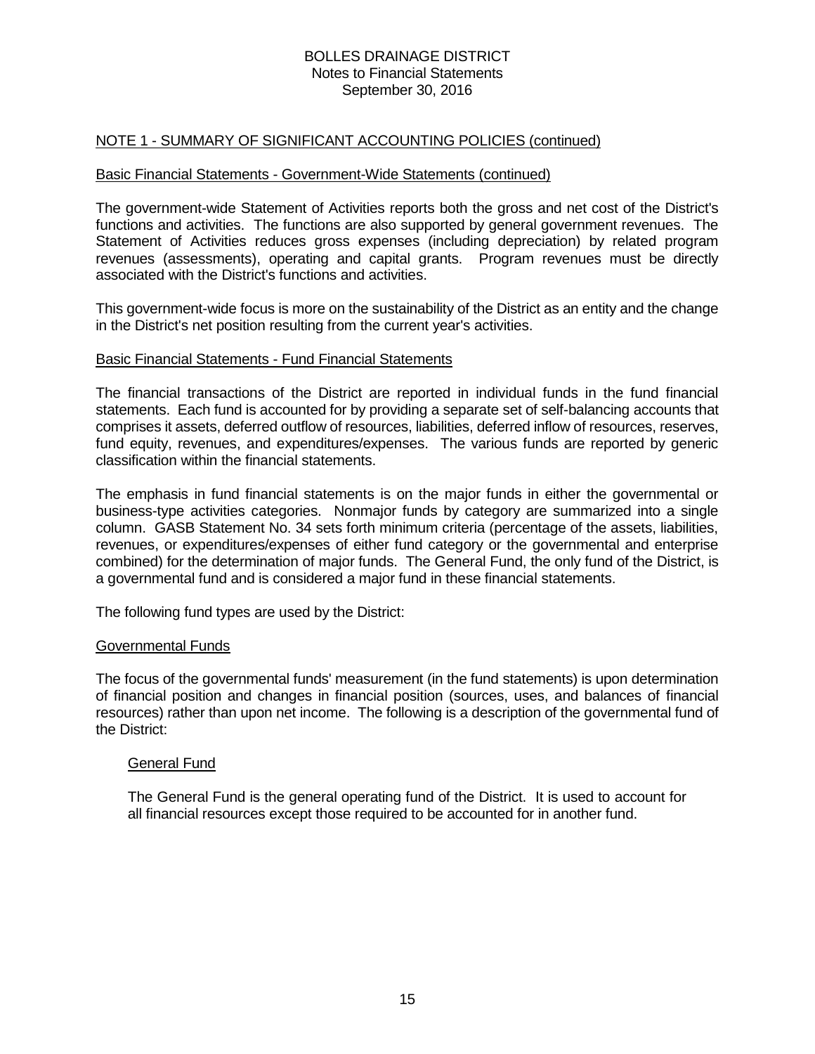## NOTE 1 - SUMMARY OF SIGNIFICANT ACCOUNTING POLICIES (continued)

### Basic Financial Statements - Government-Wide Statements (continued)

The government-wide Statement of Activities reports both the gross and net cost of the District's functions and activities. The functions are also supported by general government revenues. The Statement of Activities reduces gross expenses (including depreciation) by related program revenues (assessments), operating and capital grants. Program revenues must be directly associated with the District's functions and activities.

This government-wide focus is more on the sustainability of the District as an entity and the change in the District's net position resulting from the current year's activities.

### Basic Financial Statements - Fund Financial Statements

The financial transactions of the District are reported in individual funds in the fund financial statements. Each fund is accounted for by providing a separate set of self-balancing accounts that comprises it assets, deferred outflow of resources, liabilities, deferred inflow of resources, reserves, fund equity, revenues, and expenditures/expenses. The various funds are reported by generic classification within the financial statements.

The emphasis in fund financial statements is on the major funds in either the governmental or business-type activities categories. Nonmajor funds by category are summarized into a single column. GASB Statement No. 34 sets forth minimum criteria (percentage of the assets, liabilities, revenues, or expenditures/expenses of either fund category or the governmental and enterprise combined) for the determination of major funds. The General Fund, the only fund of the District, is a governmental fund and is considered a major fund in these financial statements.

The following fund types are used by the District:

### Governmental Funds

The focus of the governmental funds' measurement (in the fund statements) is upon determination of financial position and changes in financial position (sources, uses, and balances of financial resources) rather than upon net income. The following is a description of the governmental fund of the District:

#### General Fund

The General Fund is the general operating fund of the District. It is used to account for all financial resources except those required to be accounted for in another fund.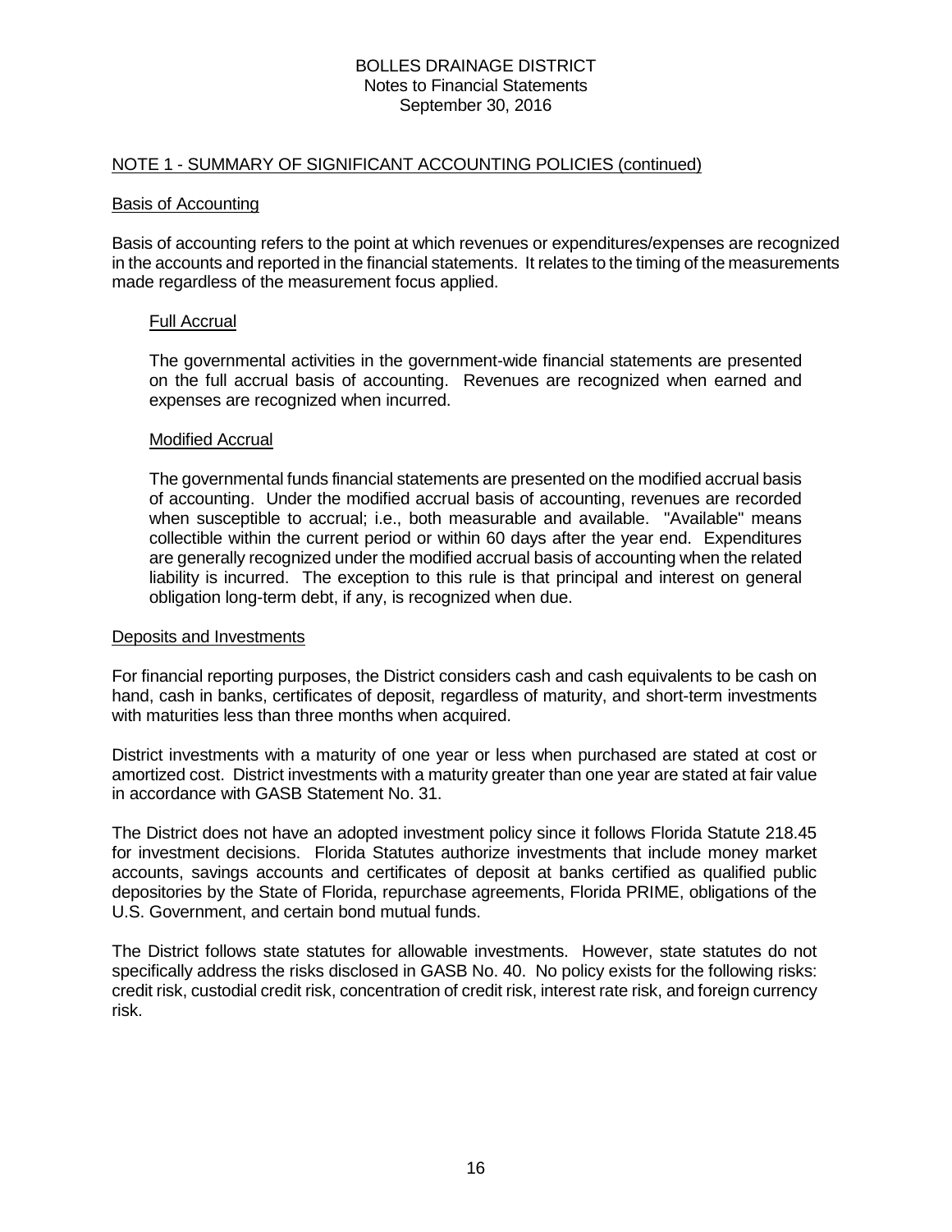## NOTE 1 - SUMMARY OF SIGNIFICANT ACCOUNTING POLICIES (continued)

### Basis of Accounting

Basis of accounting refers to the point at which revenues or expenditures/expenses are recognized in the accounts and reported in the financial statements. It relates to the timing of the measurements made regardless of the measurement focus applied.

#### Full Accrual

The governmental activities in the government-wide financial statements are presented on the full accrual basis of accounting. Revenues are recognized when earned and expenses are recognized when incurred.

#### Modified Accrual

The governmental funds financial statements are presented on the modified accrual basis of accounting. Under the modified accrual basis of accounting, revenues are recorded when susceptible to accrual; i.e., both measurable and available. "Available" means collectible within the current period or within 60 days after the year end. Expenditures are generally recognized under the modified accrual basis of accounting when the related liability is incurred. The exception to this rule is that principal and interest on general obligation long-term debt, if any, is recognized when due.

### Deposits and Investments

For financial reporting purposes, the District considers cash and cash equivalents to be cash on hand, cash in banks, certificates of deposit, regardless of maturity, and short-term investments with maturities less than three months when acquired.

District investments with a maturity of one year or less when purchased are stated at cost or amortized cost. District investments with a maturity greater than one year are stated at fair value in accordance with GASB Statement No. 31.

The District does not have an adopted investment policy since it follows Florida Statute 218.45 for investment decisions. Florida Statutes authorize investments that include money market accounts, savings accounts and certificates of deposit at banks certified as qualified public depositories by the State of Florida, repurchase agreements, Florida PRIME, obligations of the U.S. Government, and certain bond mutual funds.

The District follows state statutes for allowable investments. However, state statutes do not specifically address the risks disclosed in GASB No. 40. No policy exists for the following risks: credit risk, custodial credit risk, concentration of credit risk, interest rate risk, and foreign currency risk.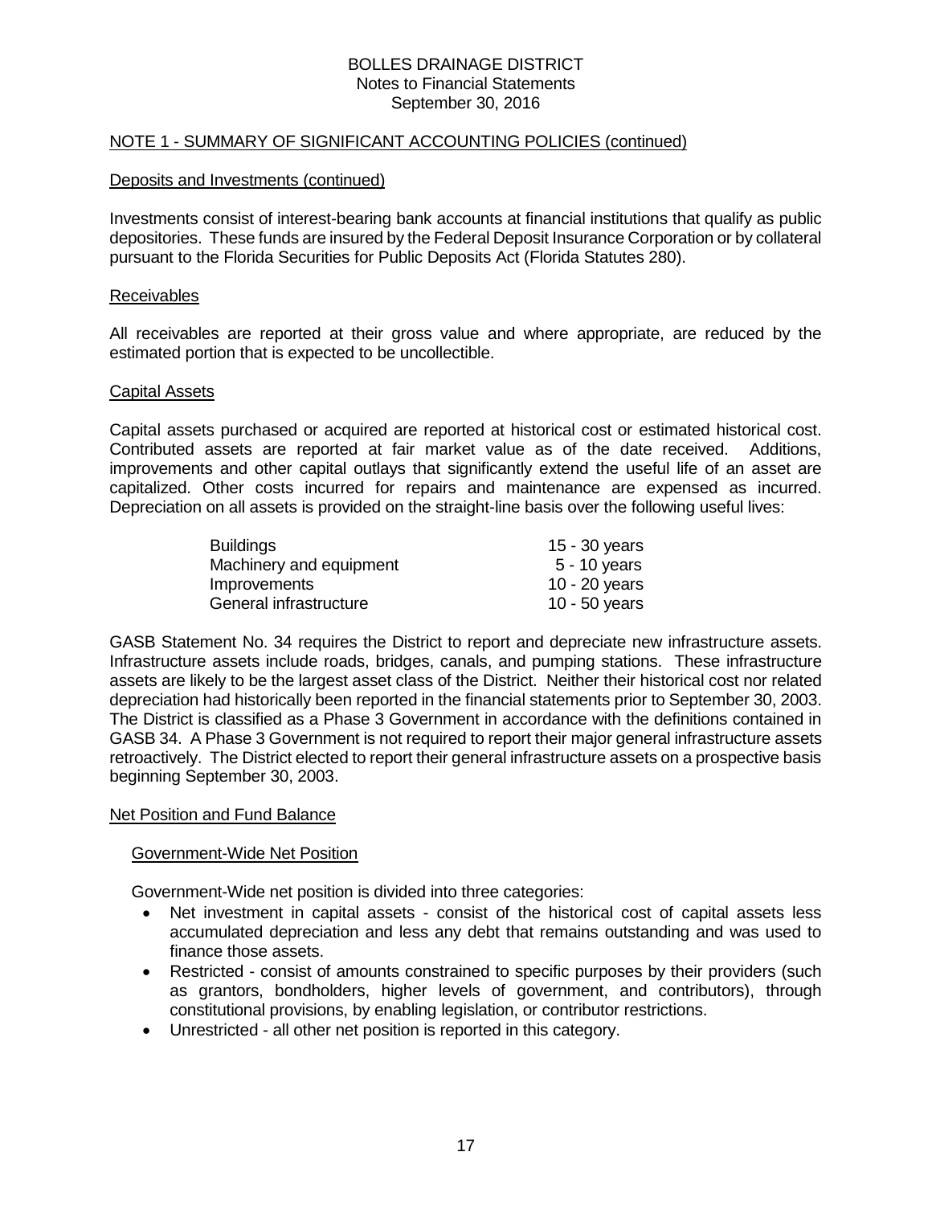## NOTE 1 - SUMMARY OF SIGNIFICANT ACCOUNTING POLICIES (continued)

### Deposits and Investments (continued)

Investments consist of interest-bearing bank accounts at financial institutions that qualify as public depositories. These funds are insured by the Federal Deposit Insurance Corporation or by collateral pursuant to the Florida Securities for Public Deposits Act (Florida Statutes 280).

### Receivables

All receivables are reported at their gross value and where appropriate, are reduced by the estimated portion that is expected to be uncollectible.

### Capital Assets

Capital assets purchased or acquired are reported at historical cost or estimated historical cost. Contributed assets are reported at fair market value as of the date received. Additions, improvements and other capital outlays that significantly extend the useful life of an asset are capitalized. Other costs incurred for repairs and maintenance are expensed as incurred. Depreciation on all assets is provided on the straight-line basis over the following useful lives:

| | |
|---|---|
| Buildings | 15 - 30 years |
| Machinery and equipment | 5 - 10 years |
| Improvements | 10 - 20 years |
| General infrastructure | 10 - 50 years |

GASB Statement No. 34 requires the District to report and depreciate new infrastructure assets. Infrastructure assets include roads, bridges, canals, and pumping stations. These infrastructure assets are likely to be the largest asset class of the District. Neither their historical cost nor related depreciation had historically been reported in the financial statements prior to September 30, 2003. The District is classified as a Phase 3 Government in accordance with the definitions contained in GASB 34. A Phase 3 Government is not required to report their major general infrastructure assets retroactively. The District elected to report their general infrastructure assets on a prospective basis beginning September 30, 2003.

### Net Position and Fund Balance

#### Government-Wide Net Position

Government-Wide net position is divided into three categories:

- Net investment in capital assets - consist of the historical cost of capital assets less accumulated depreciation and less any debt that remains outstanding and was used to finance those assets.
- Restricted - consist of amounts constrained to specific purposes by their providers (such as grantors, bondholders, higher levels of government, and contributors), through constitutional provisions, by enabling legislation, or contributor restrictions.
- Unrestricted - all other net position is reported in this category.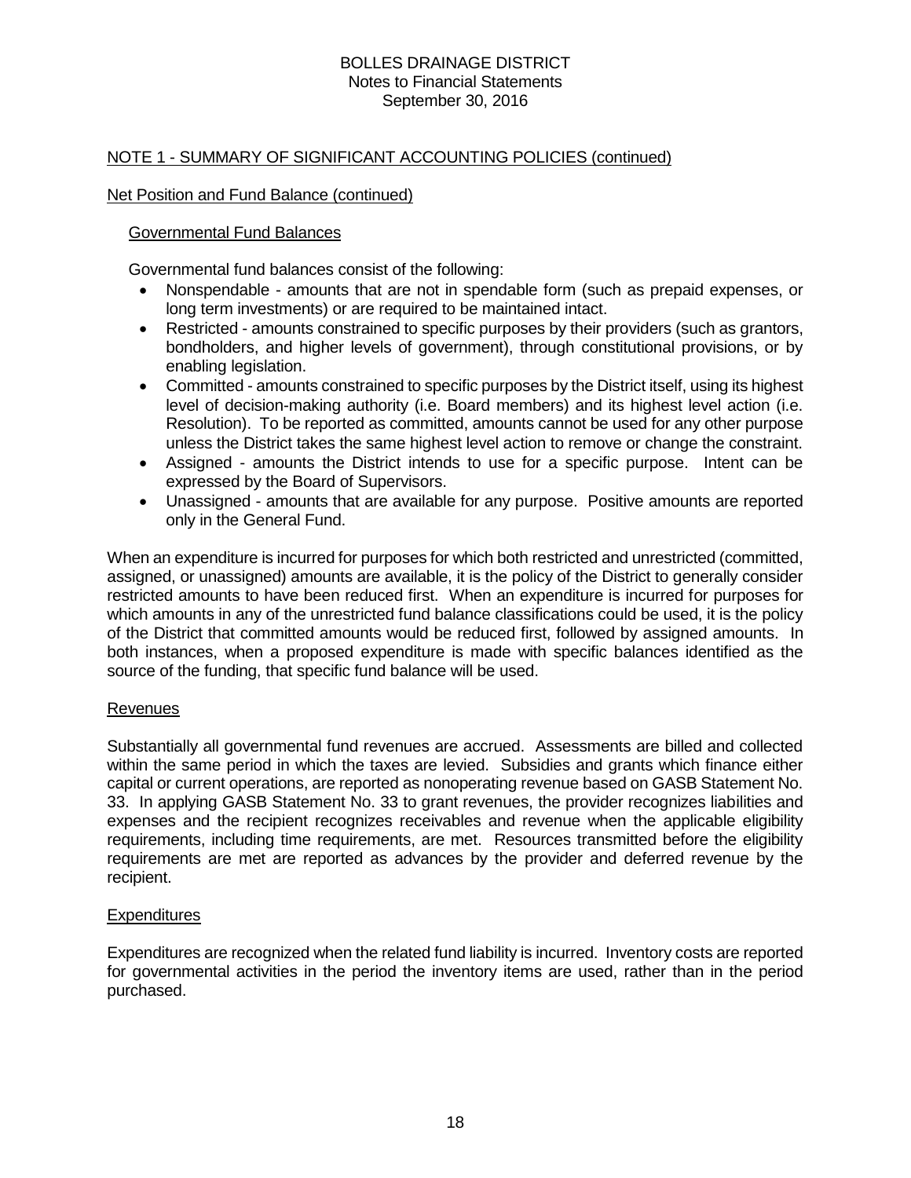## NOTE 1 - SUMMARY OF SIGNIFICANT ACCOUNTING POLICIES (continued)

### Net Position and Fund Balance (continued)

#### Governmental Fund Balances

Governmental fund balances consist of the following:

- Nonspendable - amounts that are not in spendable form (such as prepaid expenses, or long term investments) or are required to be maintained intact.
- Restricted - amounts constrained to specific purposes by their providers (such as grantors, bondholders, and higher levels of government), through constitutional provisions, or by enabling legislation.
- Committed - amounts constrained to specific purposes by the District itself, using its highest level of decision-making authority (i.e. Board members) and its highest level action (i.e. Resolution). To be reported as committed, amounts cannot be used for any other purpose unless the District takes the same highest level action to remove or change the constraint.
- Assigned - amounts the District intends to use for a specific purpose. Intent can be expressed by the Board of Supervisors.
- Unassigned - amounts that are available for any purpose. Positive amounts are reported only in the General Fund.

When an expenditure is incurred for purposes for which both restricted and unrestricted (committed, assigned, or unassigned) amounts are available, it is the policy of the District to generally consider restricted amounts to have been reduced first. When an expenditure is incurred for purposes for which amounts in any of the unrestricted fund balance classifications could be used, it is the policy of the District that committed amounts would be reduced first, followed by assigned amounts. In both instances, when a proposed expenditure is made with specific balances identified as the source of the funding, that specific fund balance will be used.

### Revenues

Substantially all governmental fund revenues are accrued. Assessments are billed and collected within the same period in which the taxes are levied. Subsidies and grants which finance either capital or current operations, are reported as nonoperating revenue based on GASB Statement No. 33. In applying GASB Statement No. 33 to grant revenues, the provider recognizes liabilities and expenses and the recipient recognizes receivables and revenue when the applicable eligibility requirements, including time requirements, are met. Resources transmitted before the eligibility requirements are met are reported as advances by the provider and deferred revenue by the recipient.

### Expenditures

Expenditures are recognized when the related fund liability is incurred. Inventory costs are reported for governmental activities in the period the inventory items are used, rather than in the period purchased.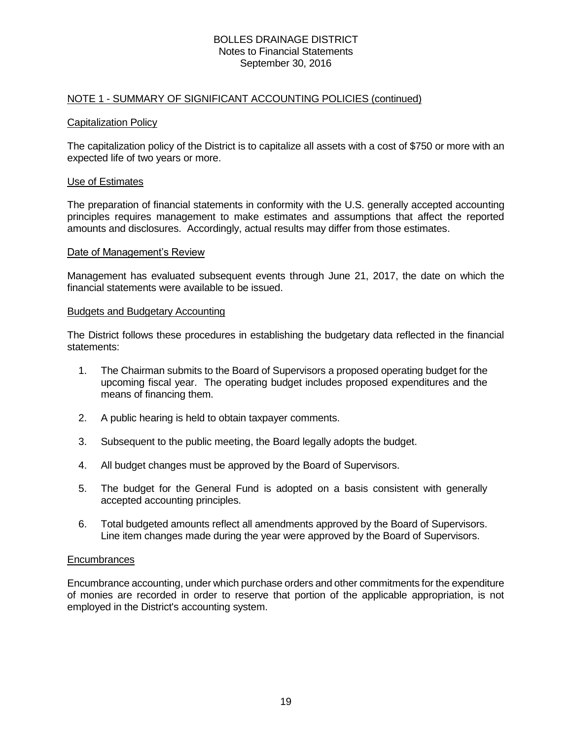## NOTE 1 - SUMMARY OF SIGNIFICANT ACCOUNTING POLICIES (continued)

### Capitalization Policy

The capitalization policy of the District is to capitalize all assets with a cost of $750 or more with an expected life of two years or more.

### Use of Estimates

The preparation of financial statements in conformity with the U.S. generally accepted accounting principles requires management to make estimates and assumptions that affect the reported amounts and disclosures. Accordingly, actual results may differ from those estimates.

### Date of Management's Review

Management has evaluated subsequent events through June 21, 2017, the date on which the financial statements were available to be issued.

### Budgets and Budgetary Accounting

The District follows these procedures in establishing the budgetary data reflected in the financial statements:

1. The Chairman submits to the Board of Supervisors a proposed operating budget for the upcoming fiscal year. The operating budget includes proposed expenditures and the means of financing them.

2. A public hearing is held to obtain taxpayer comments.

3. Subsequent to the public meeting, the Board legally adopts the budget.

4. All budget changes must be approved by the Board of Supervisors.

5. The budget for the General Fund is adopted on a basis consistent with generally accepted accounting principles.

6. Total budgeted amounts reflect all amendments approved by the Board of Supervisors. Line item changes made during the year were approved by the Board of Supervisors.

### Encumbrances

Encumbrance accounting, under which purchase orders and other commitments for the expenditure of monies are recorded in order to reserve that portion of the applicable appropriation, is not employed in the District's accounting system.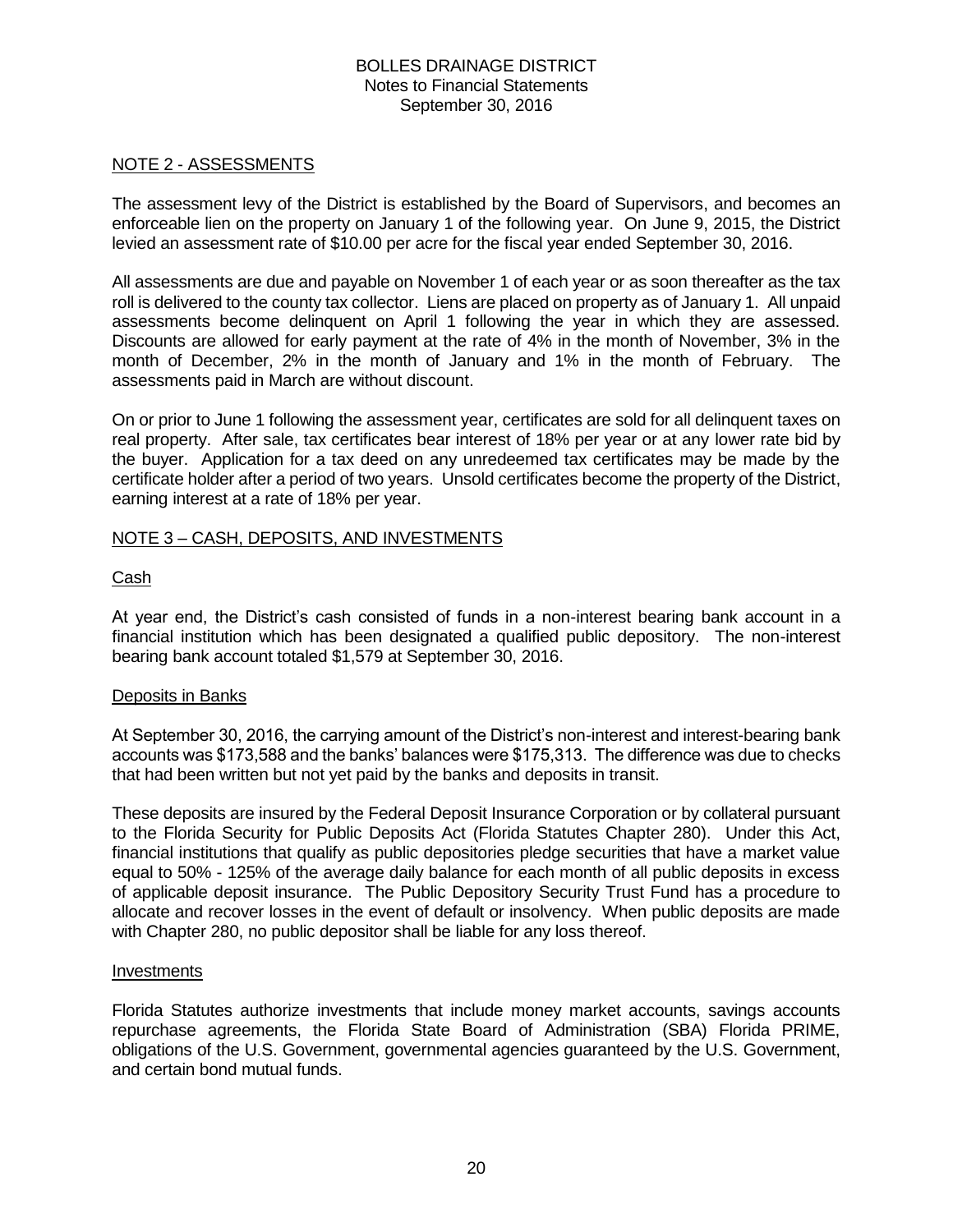BOLLES DRAINAGE DISTRICT
Notes to Financial Statements
September 30, 2016

## NOTE 2 - ASSESSMENTS

The assessment levy of the District is established by the Board of Supervisors, and becomes an enforceable lien on the property on January 1 of the following year. On June 9, 2015, the District levied an assessment rate of $10.00 per acre for the fiscal year ended September 30, 2016.

All assessments are due and payable on November 1 of each year or as soon thereafter as the tax roll is delivered to the county tax collector. Liens are placed on property as of January 1. All unpaid assessments become delinquent on April 1 following the year in which they are assessed. Discounts are allowed for early payment at the rate of 4% in the month of November, 3% in the month of December, 2% in the month of January and 1% in the month of February. The assessments paid in March are without discount.

On or prior to June 1 following the assessment year, certificates are sold for all delinquent taxes on real property. After sale, tax certificates bear interest of 18% per year or at any lower rate bid by the buyer. Application for a tax deed on any unredeemed tax certificates may be made by the certificate holder after a period of two years. Unsold certificates become the property of the District, earning interest at a rate of 18% per year.

## NOTE 3 – CASH, DEPOSITS, AND INVESTMENTS

### Cash

At year end, the District's cash consisted of funds in a non-interest bearing bank account in a financial institution which has been designated a qualified public depository. The non-interest bearing bank account totaled $1,579 at September 30, 2016.

### Deposits in Banks

At September 30, 2016, the carrying amount of the District's non-interest and interest-bearing bank accounts was $173,588 and the banks' balances were $175,313. The difference was due to checks that had been written but not yet paid by the banks and deposits in transit.

These deposits are insured by the Federal Deposit Insurance Corporation or by collateral pursuant to the Florida Security for Public Deposits Act (Florida Statutes Chapter 280). Under this Act, financial institutions that qualify as public depositories pledge securities that have a market value equal to 50% - 125% of the average daily balance for each month of all public deposits in excess of applicable deposit insurance. The Public Depository Security Trust Fund has a procedure to allocate and recover losses in the event of default or insolvency. When public deposits are made with Chapter 280, no public depositor shall be liable for any loss thereof.

### Investments

Florida Statutes authorize investments that include money market accounts, savings accounts repurchase agreements, the Florida State Board of Administration (SBA) Florida PRIME, obligations of the U.S. Government, governmental agencies guaranteed by the U.S. Government, and certain bond mutual funds.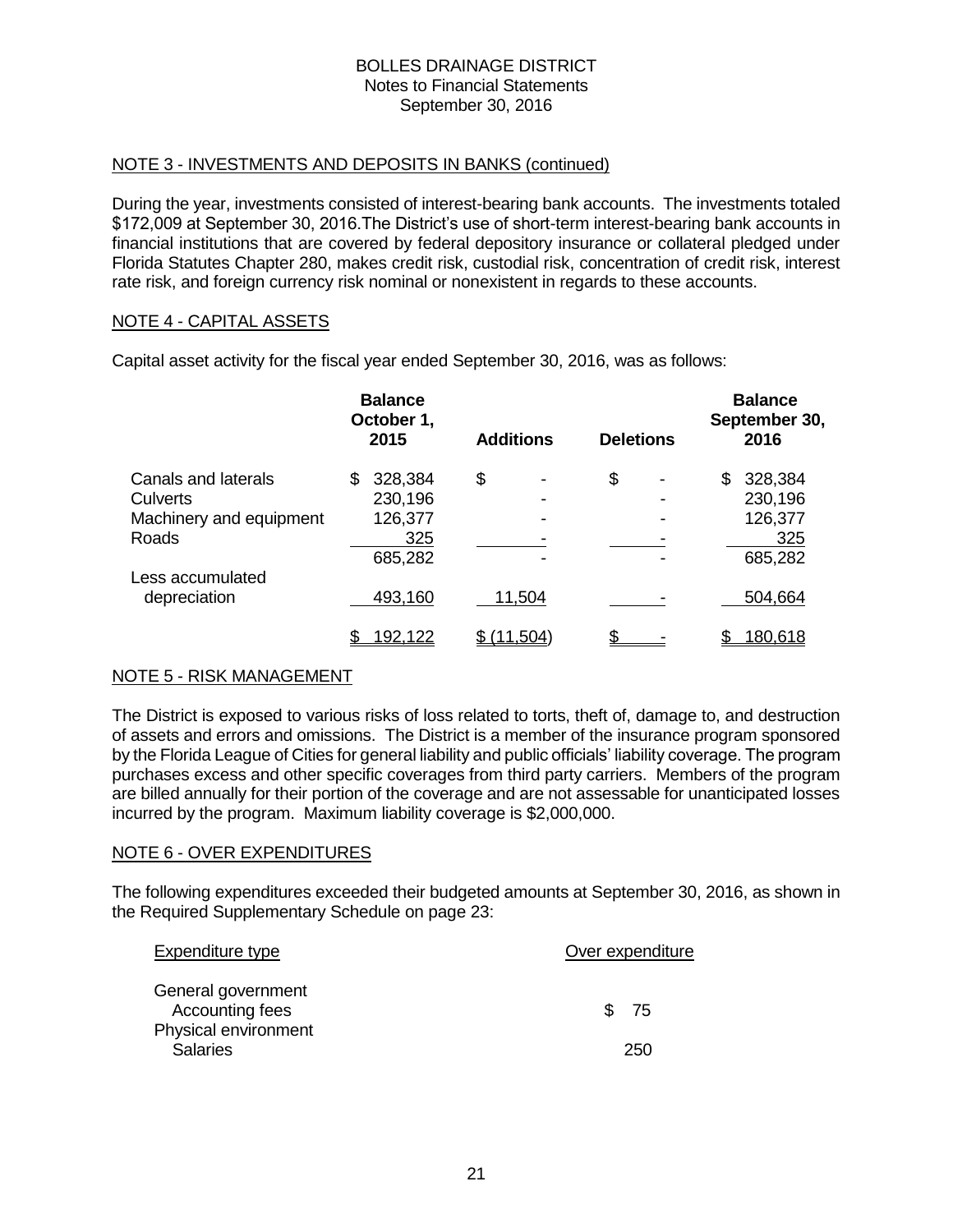## NOTE 3 - INVESTMENTS AND DEPOSITS IN BANKS (continued)

During the year, investments consisted of interest-bearing bank accounts. The investments totaled $172,009 at September 30, 2016.The District's use of short-term interest-bearing bank accounts in financial institutions that are covered by federal depository insurance or collateral pledged under Florida Statutes Chapter 280, makes credit risk, custodial risk, concentration of credit risk, interest rate risk, and foreign currency risk nominal or nonexistent in regards to these accounts.

## NOTE 4 - CAPITAL ASSETS

Capital asset activity for the fiscal year ended September 30, 2016, was as follows:

| | Balance October 1, 2015 | Additions | Deletions | Balance September 30, 2016 |
|---|---|---|---|---|
| Canals and laterals | $ 328,384 | $ - | $ - | $ 328,384 |
| Culverts | 230,196 | - | - | 230,196 |
| Machinery and equipment | 126,377 | - | - | 126,377 |
| Roads | 325 | - | - | 325 |
| | 685,282 | - | - | 685,282 |
| Less accumulated depreciation | 493,160 | 11,504 | - | 504,664 |
| | $ 192,122 | $ (11,504) | $ - | $ 180,618 |

## NOTE 5 - RISK MANAGEMENT

The District is exposed to various risks of loss related to torts, theft of, damage to, and destruction of assets and errors and omissions. The District is a member of the insurance program sponsored by the Florida League of Cities for general liability and public officials' liability coverage. The program purchases excess and other specific coverages from third party carriers. Members of the program are billed annually for their portion of the coverage and are not assessable for unanticipated losses incurred by the program. Maximum liability coverage is $2,000,000.

## NOTE 6 - OVER EXPENDITURES

The following expenditures exceeded their budgeted amounts at September 30, 2016, as shown in the Required Supplementary Schedule on page 23:

| Expenditure type | Over expenditure |
|---|---|
| General government | |
| Accounting fees | $ 75 |
| Physical environment | |
| Salaries | 250 |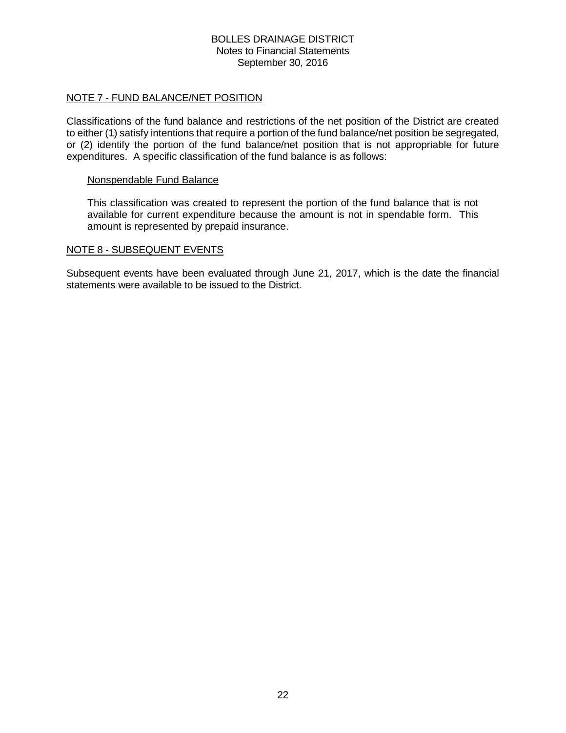## NOTE 7 - FUND BALANCE/NET POSITION

Classifications of the fund balance and restrictions of the net position of the District are created to either (1) satisfy intentions that require a portion of the fund balance/net position be segregated, or (2) identify the portion of the fund balance/net position that is not appropriable for future expenditures. A specific classification of the fund balance is as follows:

### Nonspendable Fund Balance

This classification was created to represent the portion of the fund balance that is not available for current expenditure because the amount is not in spendable form. This amount is represented by prepaid insurance.

## NOTE 8 - SUBSEQUENT EVENTS

Subsequent events have been evaluated through June 21, 2017, which is the date the financial statements were available to be issued to the District.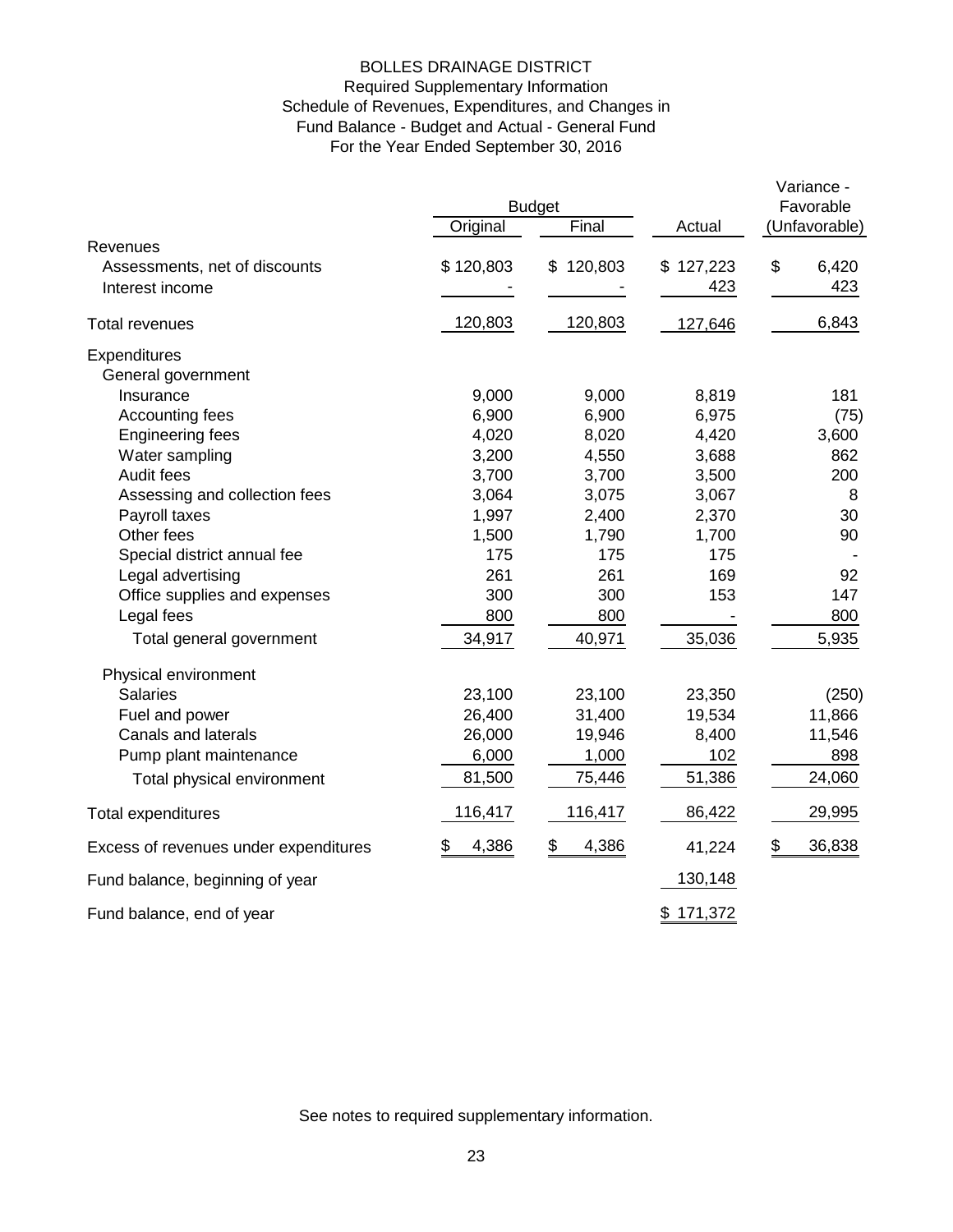BOLLES DRAINAGE DISTRICT
Required Supplementary Information
Schedule of Revenues, Expenditures, and Changes in
Fund Balance - Budget and Actual - General Fund
For the Year Ended September 30, 2016

| | Budget | | | Variance - Favorable |
|---|---|---|---|---|
| | Original | Final | Actual | (Unfavorable) |
| Revenues | | | | |
| Assessments, net of discounts | $ 120,803 | $ 120,803 | $ 127,223 | $ 6,420 |
| Interest income | - | - | 423 | 423 |
| Total revenues | 120,803 | 120,803 | 127,646 | 6,843 |
| Expenditures | | | | |
| General government | | | | |
| Insurance | 9,000 | 9,000 | 8,819 | 181 |
| Accounting fees | 6,900 | 6,900 | 6,975 | (75) |
| Engineering fees | 4,020 | 8,020 | 4,420 | 3,600 |
| Water sampling | 3,200 | 4,550 | 3,688 | 862 |
| Audit fees | 3,700 | 3,700 | 3,500 | 200 |
| Assessing and collection fees | 3,064 | 3,075 | 3,067 | 8 |
| Payroll taxes | 1,997 | 2,400 | 2,370 | 30 |
| Other fees | 1,500 | 1,790 | 1,700 | 90 |
| Special district annual fee | 175 | 175 | 175 | - |
| Legal advertising | 261 | 261 | 169 | 92 |
| Office supplies and expenses | 300 | 300 | 153 | 147 |
| Legal fees | 800 | 800 | - | 800 |
| Total general government | 34,917 | 40,971 | 35,036 | 5,935 |
| Physical environment | | | | |
| Salaries | 23,100 | 23,100 | 23,350 | (250) |
| Fuel and power | 26,400 | 31,400 | 19,534 | 11,866 |
| Canals and laterals | 26,000 | 19,946 | 8,400 | 11,546 |
| Pump plant maintenance | 6,000 | 1,000 | 102 | 898 |
| Total physical environment | 81,500 | 75,446 | 51,386 | 24,060 |
| Total expenditures | 116,417 | 116,417 | 86,422 | 29,995 |
| Excess of revenues under expenditures | $ 4,386 | $ 4,386 | 41,224 | $ 36,838 |
| Fund balance, beginning of year | | | 130,148 | |
| Fund balance, end of year | | | $ 171,372 | |

See notes to required supplementary information.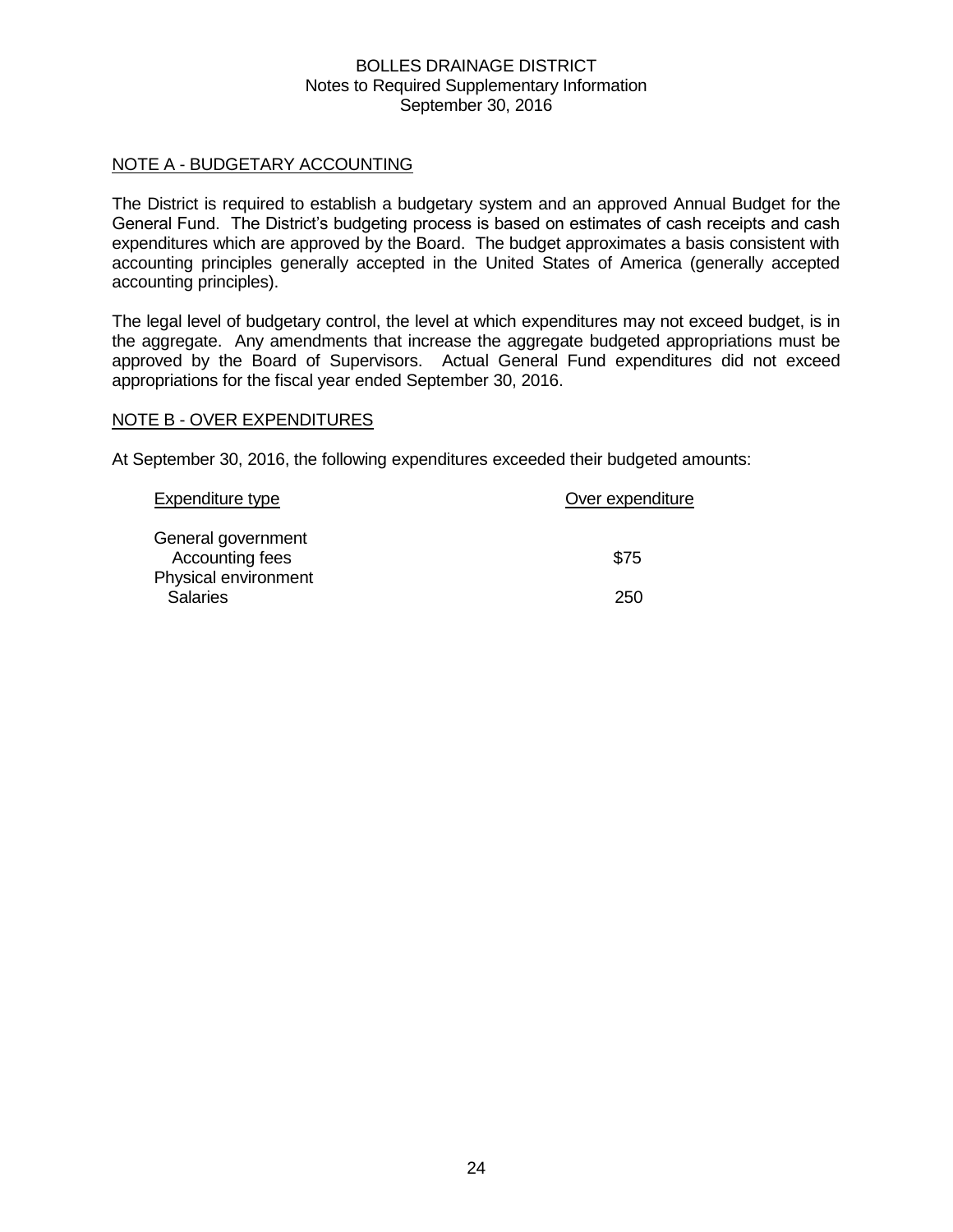# BOLLES DRAINAGE DISTRICT
## Notes to Required Supplementary Information
## September 30, 2016

### NOTE A - BUDGETARY ACCOUNTING

The District is required to establish a budgetary system and an approved Annual Budget for the General Fund. The District's budgeting process is based on estimates of cash receipts and cash expenditures which are approved by the Board. The budget approximates a basis consistent with accounting principles generally accepted in the United States of America (generally accepted accounting principles).

The legal level of budgetary control, the level at which expenditures may not exceed budget, is in the aggregate. Any amendments that increase the aggregate budgeted appropriations must be approved by the Board of Supervisors. Actual General Fund expenditures did not exceed appropriations for the fiscal year ended September 30, 2016.

### NOTE B - OVER EXPENDITURES

At September 30, 2016, the following expenditures exceeded their budgeted amounts:

| Expenditure type | Over expenditure |
|---|---|
| General government | |
| Accounting fees | $75 |
| Physical environment | |
| Salaries | 250 |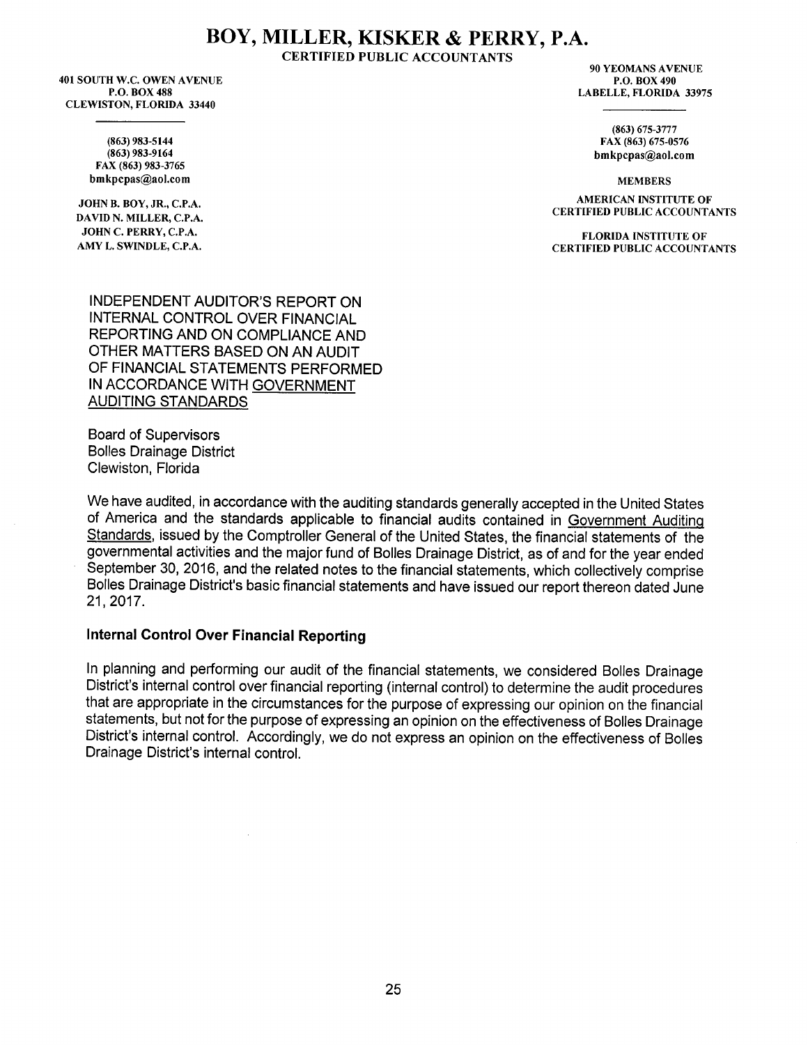# BOY, MILLER, KISKER & PERRY, P.A.

CERTIFIED PUBLIC ACCOUNTANTS

401 SOUTH W.C. OWEN AVENUE
P.O. BOX 488
CLEWISTON, FLORIDA 33440

(863) 983-5144
(863) 983-9164
FAX (863) 983-3765
bmkpcpas@aol.com

JOHN B. BOY, JR., C.P.A.
DAVID N. MILLER, C.P.A.
JOHN C. PERRY, C.P.A.
AMY L. SWINDLE, C.P.A.

90 YEOMANS AVENUE
P.O. BOX 490
LABELLE, FLORIDA 33975

(863) 675-3777
FAX (863) 675-0576
bmkpcpas@aol.com

MEMBERS

AMERICAN INSTITUTE OF
CERTIFIED PUBLIC ACCOUNTANTS

FLORIDA INSTITUTE OF
CERTIFIED PUBLIC ACCOUNTANTS

## INDEPENDENT AUDITOR'S REPORT ON INTERNAL CONTROL OVER FINANCIAL REPORTING AND ON COMPLIANCE AND OTHER MATTERS BASED ON AN AUDIT OF FINANCIAL STATEMENTS PERFORMED IN ACCORDANCE WITH GOVERNMENT AUDITING STANDARDS

Board of Supervisors
Bolles Drainage District
Clewiston, Florida

We have audited, in accordance with the auditing standards generally accepted in the United States of America and the standards applicable to financial audits contained in Government Auditing Standards, issued by the Comptroller General of the United States, the financial statements of the governmental activities and the major fund of Bolles Drainage District, as of and for the year ended September 30, 2016, and the related notes to the financial statements, which collectively comprise Bolles Drainage District's basic financial statements and have issued our report thereon dated June 21, 2017.

### Internal Control Over Financial Reporting

In planning and performing our audit of the financial statements, we considered Bolles Drainage District's internal control over financial reporting (internal control) to determine the audit procedures that are appropriate in the circumstances for the purpose of expressing our opinion on the financial statements, but not for the purpose of expressing an opinion on the effectiveness of Bolles Drainage District's internal control. Accordingly, we do not express an opinion on the effectiveness of Bolles Drainage District's internal control.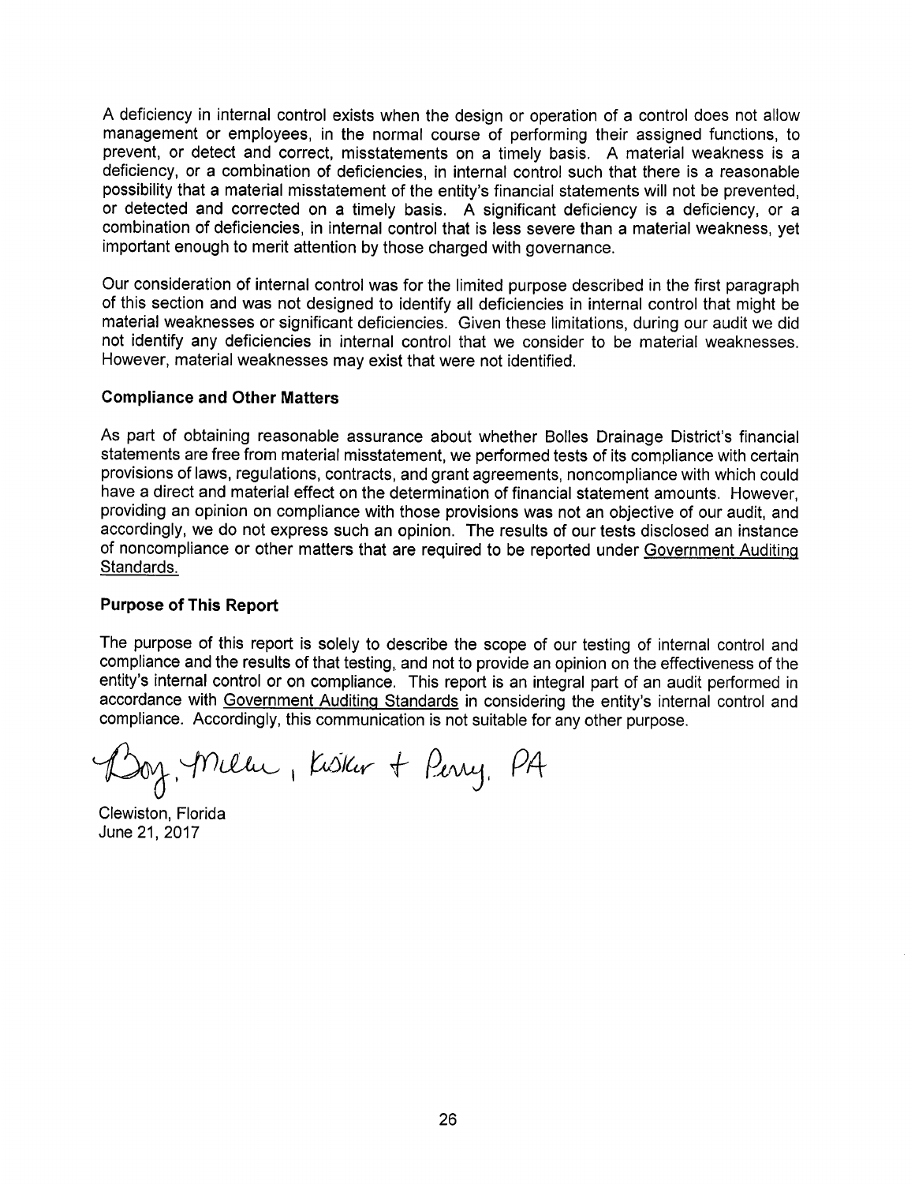A deficiency in internal control exists when the design or operation of a control does not allow management or employees, in the normal course of performing their assigned functions, to prevent, or detect and correct, misstatements on a timely basis. A material weakness is a deficiency, or a combination of deficiencies, in internal control such that there is a reasonable possibility that a material misstatement of the entity's financial statements will not be prevented, or detected and corrected on a timely basis. A significant deficiency is a deficiency, or a combination of deficiencies, in internal control that is less severe than a material weakness, yet important enough to merit attention by those charged with governance.

Our consideration of internal control was for the limited purpose described in the first paragraph of this section and was not designed to identify all deficiencies in internal control that might be material weaknesses or significant deficiencies. Given these limitations, during our audit we did not identify any deficiencies in internal control that we consider to be material weaknesses. However, material weaknesses may exist that were not identified.

### Compliance and Other Matters

As part of obtaining reasonable assurance about whether Bolles Drainage District's financial statements are free from material misstatement, we performed tests of its compliance with certain provisions of laws, regulations, contracts, and grant agreements, noncompliance with which could have a direct and material effect on the determination of financial statement amounts. However, providing an opinion on compliance with those provisions was not an objective of our audit, and accordingly, we do not express such an opinion. The results of our tests disclosed an instance of noncompliance or other matters that are required to be reported under Government Auditing Standards.

### Purpose of This Report

The purpose of this report is solely to describe the scope of our testing of internal control and compliance and the results of that testing, and not to provide an opinion on the effectiveness of the entity's internal control or on compliance. This report is an integral part of an audit performed in accordance with Government Auditing Standards in considering the entity's internal control and compliance. Accordingly, this communication is not suitable for any other purpose.

Boy, Miller, Kosker + Perry, PA

Clewiston, Florida
June 21, 2017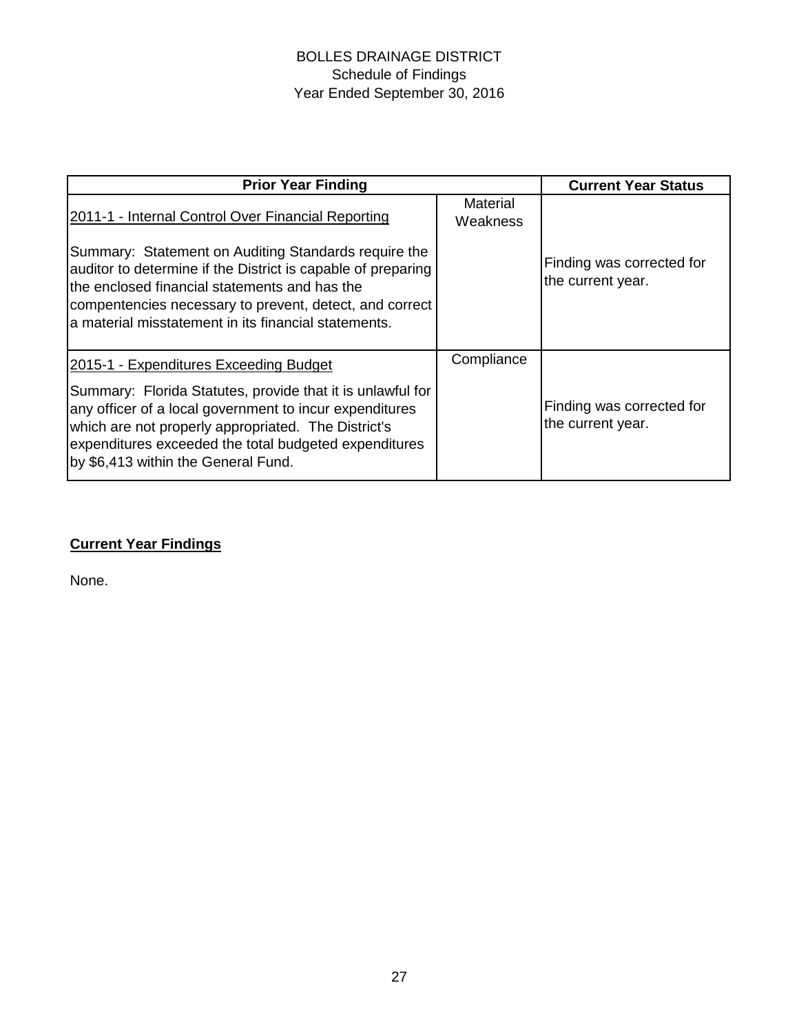BOLLES DRAINAGE DISTRICT
Schedule of Findings
Year Ended September 30, 2016

| Prior Year Finding | | Current Year Status |
|---|---|---|
| 2011-1 - Internal Control Over Financial Reporting<br><br>Summary: Statement on Auditing Standards require the auditor to determine if the District is capable of preparing the enclosed financial statements and has the compentencies necessary to prevent, detect, and correct a material misstatement in its financial statements. | Material Weakness | Finding was corrected for the current year. |
| 2015-1 - Expenditures Exceeding Budget<br><br>Summary: Florida Statutes, provide that it is unlawful for any officer of a local government to incur expenditures which are not properly appropriated. The District's expenditures exceeded the total budgeted expenditures by $6,413 within the General Fund. | Compliance | Finding was corrected for the current year. |

**Current Year Findings**

None.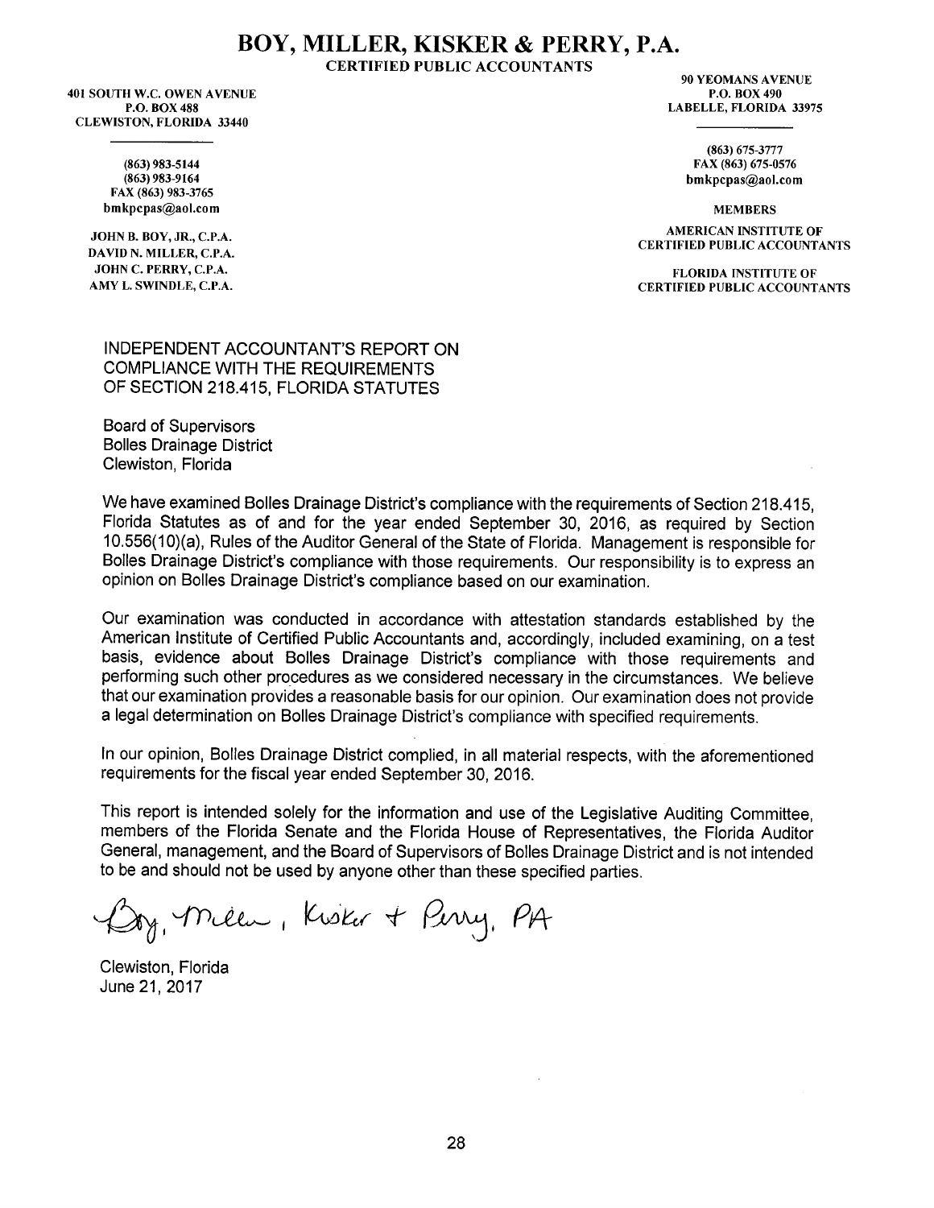# BOY, MILLER, KISKER & PERRY, P.A.

**CERTIFIED PUBLIC ACCOUNTANTS**

401 SOUTH W.C. OWEN AVENUE
P.O. BOX 488
CLEWISTON, FLORIDA 33440

(863) 983-5144
(863) 983-9164
FAX (863) 983-3765
bmkpcpas@aol.com

JOHN B. BOY, JR., C.P.A.
DAVID N. MILLER, C.P.A.
JOHN C. PERRY, C.P.A.
AMY L. SWINDLE, C.P.A.

90 YEOMANS AVENUE
P.O. BOX 490
LABELLE, FLORIDA 33975

(863) 675-3777
FAX (863) 675-0576
bmkpcpas@aol.com

MEMBERS

AMERICAN INSTITUTE OF
CERTIFIED PUBLIC ACCOUNTANTS

FLORIDA INSTITUTE OF
CERTIFIED PUBLIC ACCOUNTANTS

## INDEPENDENT ACCOUNTANT'S REPORT ON COMPLIANCE WITH THE REQUIREMENTS OF SECTION 218.415, FLORIDA STATUTES

Board of Supervisors
Bolles Drainage District
Clewiston, Florida

We have examined Bolles Drainage District's compliance with the requirements of Section 218.415, Florida Statutes as of and for the year ended September 30, 2016, as required by Section 10.556(10)(a), Rules of the Auditor General of the State of Florida. Management is responsible for Bolles Drainage District's compliance with those requirements. Our responsibility is to express an opinion on Bolles Drainage District's compliance based on our examination.

Our examination was conducted in accordance with attestation standards established by the American Institute of Certified Public Accountants and, accordingly, included examining, on a test basis, evidence about Bolles Drainage District's compliance with those requirements and performing such other procedures as we considered necessary in the circumstances. We believe that our examination provides a reasonable basis for our opinion. Our examination does not provide a legal determination on Bolles Drainage District's compliance with specified requirements.

In our opinion, Bolles Drainage District complied, in all material respects, with the aforementioned requirements for the fiscal year ended September 30, 2016.

This report is intended solely for the information and use of the Legislative Auditing Committee, members of the Florida Senate and the Florida House of Representatives, the Florida Auditor General, management, and the Board of Supervisors of Bolles Drainage District and is not intended to be and should not be used by anyone other than these specified parties.

Boy, Miller, Kisker & Perry, PA

Clewiston, Florida
June 21, 2017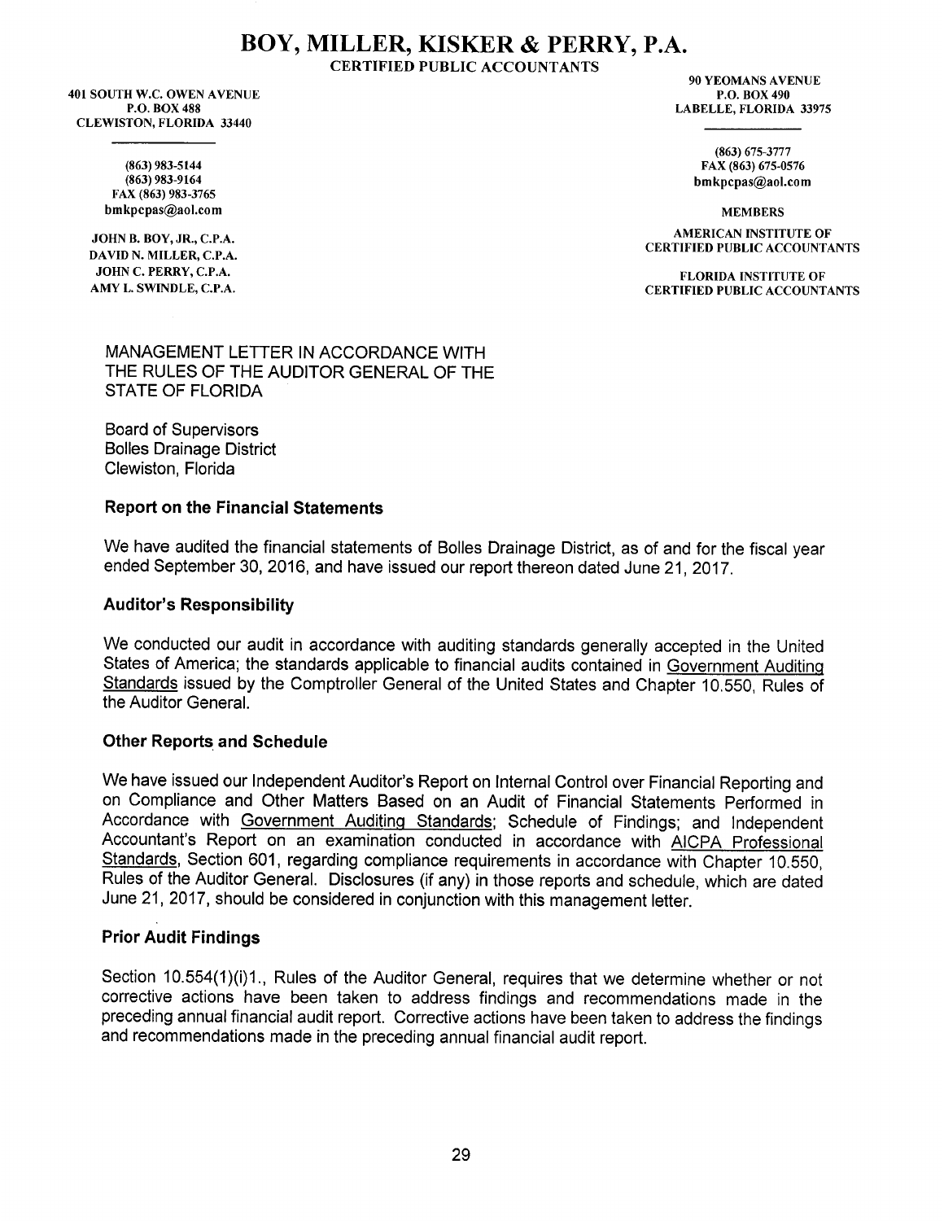# BOY, MILLER, KISKER & PERRY, P.A.

CERTIFIED PUBLIC ACCOUNTANTS

401 SOUTH W.C. OWEN AVENUE
P.O. BOX 488
CLEWISTON, FLORIDA 33440

(863) 983-5144
(863) 983-9164
FAX (863) 983-3765
bmkpcpas@aol.com

JOHN B. BOY, JR., C.P.A.
DAVID N. MILLER, C.P.A.
JOHN C. PERRY, C.P.A.
AMY L. SWINDLE, C.P.A.

90 YEOMANS AVENUE
P.O. BOX 490
LABELLE, FLORIDA 33975

(863) 675-3777
FAX (863) 675-0576
bmkpcpas@aol.com

MEMBERS

AMERICAN INSTITUTE OF
CERTIFIED PUBLIC ACCOUNTANTS

FLORIDA INSTITUTE OF
CERTIFIED PUBLIC ACCOUNTANTS

MANAGEMENT LETTER IN ACCORDANCE WITH THE RULES OF THE AUDITOR GENERAL OF THE STATE OF FLORIDA

Board of Supervisors
Bolles Drainage District
Clewiston, Florida

### Report on the Financial Statements

We have audited the financial statements of Bolles Drainage District, as of and for the fiscal year ended September 30, 2016, and have issued our report thereon dated June 21, 2017.

### Auditor's Responsibility

We conducted our audit in accordance with auditing standards generally accepted in the United States of America; the standards applicable to financial audits contained in Government Auditing Standards issued by the Comptroller General of the United States and Chapter 10.550, Rules of the Auditor General.

### Other Reports and Schedule

We have issued our Independent Auditor's Report on Internal Control over Financial Reporting and on Compliance and Other Matters Based on an Audit of Financial Statements Performed in Accordance with Government Auditing Standards; Schedule of Findings; and Independent Accountant's Report on an examination conducted in accordance with AICPA Professional Standards, Section 601, regarding compliance requirements in accordance with Chapter 10.550, Rules of the Auditor General. Disclosures (if any) in those reports and schedule, which are dated June 21, 2017, should be considered in conjunction with this management letter.

### Prior Audit Findings

Section 10.554(1)(i)1., Rules of the Auditor General, requires that we determine whether or not corrective actions have been taken to address findings and recommendations made in the preceding annual financial audit report. Corrective actions have been taken to address the findings and recommendations made in the preceding annual financial audit report.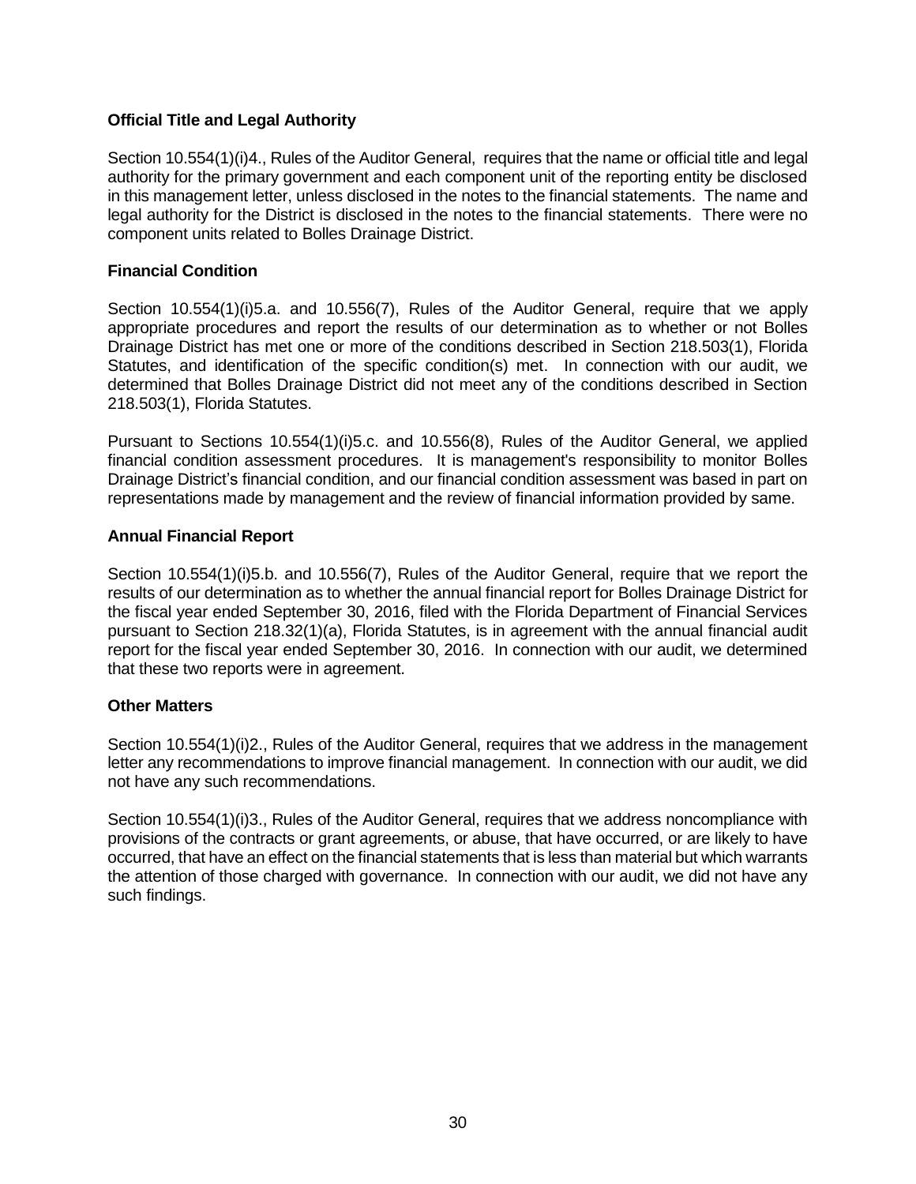**Official Title and Legal Authority**

Section 10.554(1)(i)4., Rules of the Auditor General, requires that the name or official title and legal authority for the primary government and each component unit of the reporting entity be disclosed in this management letter, unless disclosed in the notes to the financial statements. The name and legal authority for the District is disclosed in the notes to the financial statements. There were no component units related to Bolles Drainage District.

**Financial Condition**

Section 10.554(1)(i)5.a. and 10.556(7), Rules of the Auditor General, require that we apply appropriate procedures and report the results of our determination as to whether or not Bolles Drainage District has met one or more of the conditions described in Section 218.503(1), Florida Statutes, and identification of the specific condition(s) met. In connection with our audit, we determined that Bolles Drainage District did not meet any of the conditions described in Section 218.503(1), Florida Statutes.

Pursuant to Sections 10.554(1)(i)5.c. and 10.556(8), Rules of the Auditor General, we applied financial condition assessment procedures. It is management's responsibility to monitor Bolles Drainage District's financial condition, and our financial condition assessment was based in part on representations made by management and the review of financial information provided by same.

**Annual Financial Report**

Section 10.554(1)(i)5.b. and 10.556(7), Rules of the Auditor General, require that we report the results of our determination as to whether the annual financial report for Bolles Drainage District for the fiscal year ended September 30, 2016, filed with the Florida Department of Financial Services pursuant to Section 218.32(1)(a), Florida Statutes, is in agreement with the annual financial audit report for the fiscal year ended September 30, 2016. In connection with our audit, we determined that these two reports were in agreement.

**Other Matters**

Section 10.554(1)(i)2., Rules of the Auditor General, requires that we address in the management letter any recommendations to improve financial management. In connection with our audit, we did not have any such recommendations.

Section 10.554(1)(i)3., Rules of the Auditor General, requires that we address noncompliance with provisions of the contracts or grant agreements, or abuse, that have occurred, or are likely to have occurred, that have an effect on the financial statements that is less than material but which warrants the attention of those charged with governance. In connection with our audit, we did not have any such findings.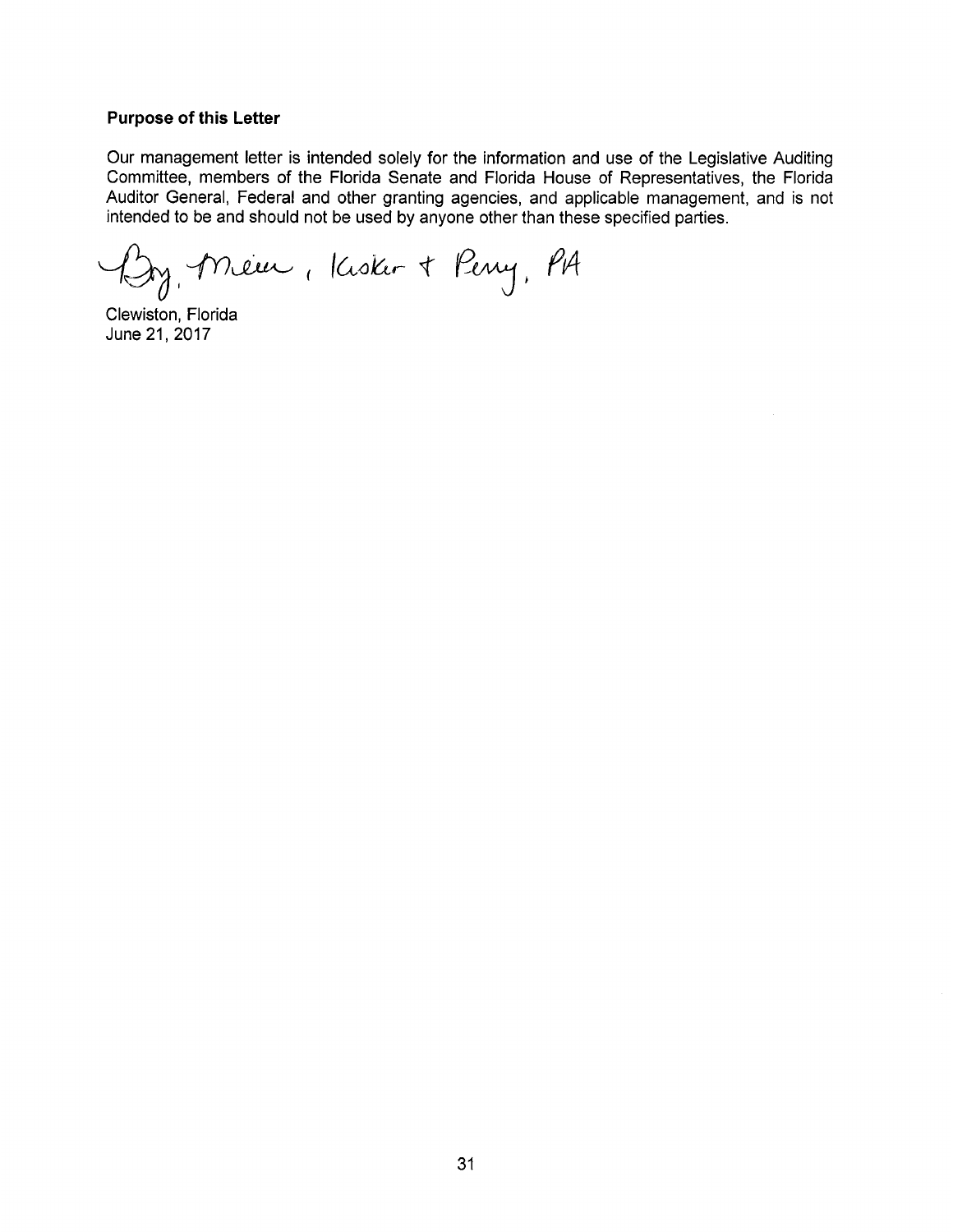**Purpose of this Letter**

Our management letter is intended solely for the information and use of the Legislative Auditing Committee, members of the Florida Senate and Florida House of Representatives, the Florida Auditor General, Federal and other granting agencies, and applicable management, and is not intended to be and should not be used by anyone other than these specified parties.

By, Meier, Kasker & Perry, PA

Clewiston, Florida
June 21, 2017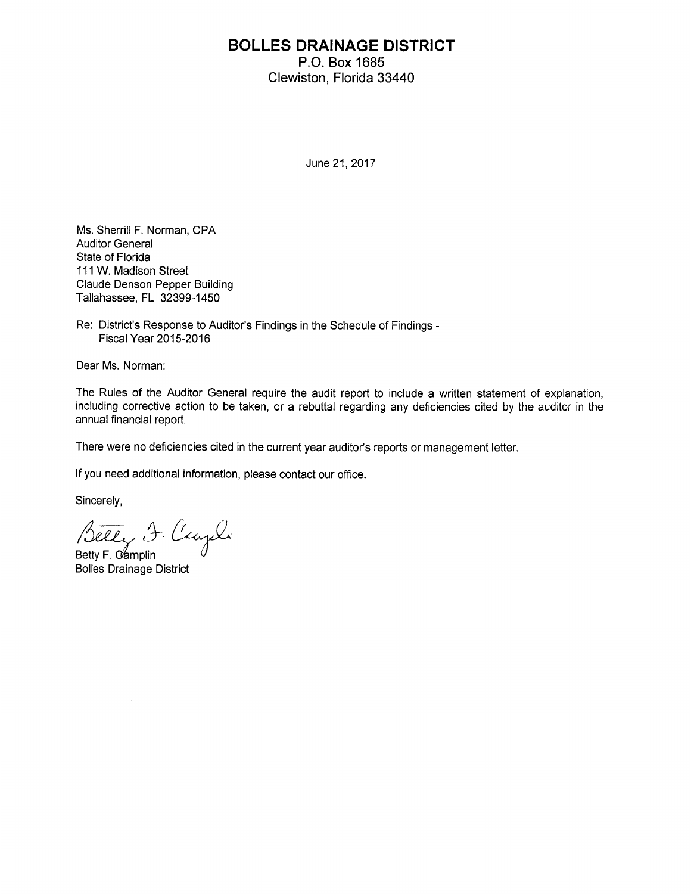# BOLLES DRAINAGE DISTRICT

P.O. Box 1685
Clewiston, Florida 33440

June 21, 2017

Ms. Sherrill F. Norman, CPA
Auditor General
State of Florida
111 W. Madison Street
Claude Denson Pepper Building
Tallahassee, FL 32399-1450

Re: District's Response to Auditor's Findings in the Schedule of Findings - Fiscal Year 2015-2016

Dear Ms. Norman:

The Rules of the Auditor General require the audit report to include a written statement of explanation, including corrective action to be taken, or a rebuttal regarding any deficiencies cited by the auditor in the annual financial report.

There were no deficiencies cited in the current year auditor's reports or management letter.

If you need additional information, please contact our office.

Sincerely,

Betty F. Camplin
Bolles Drainage District